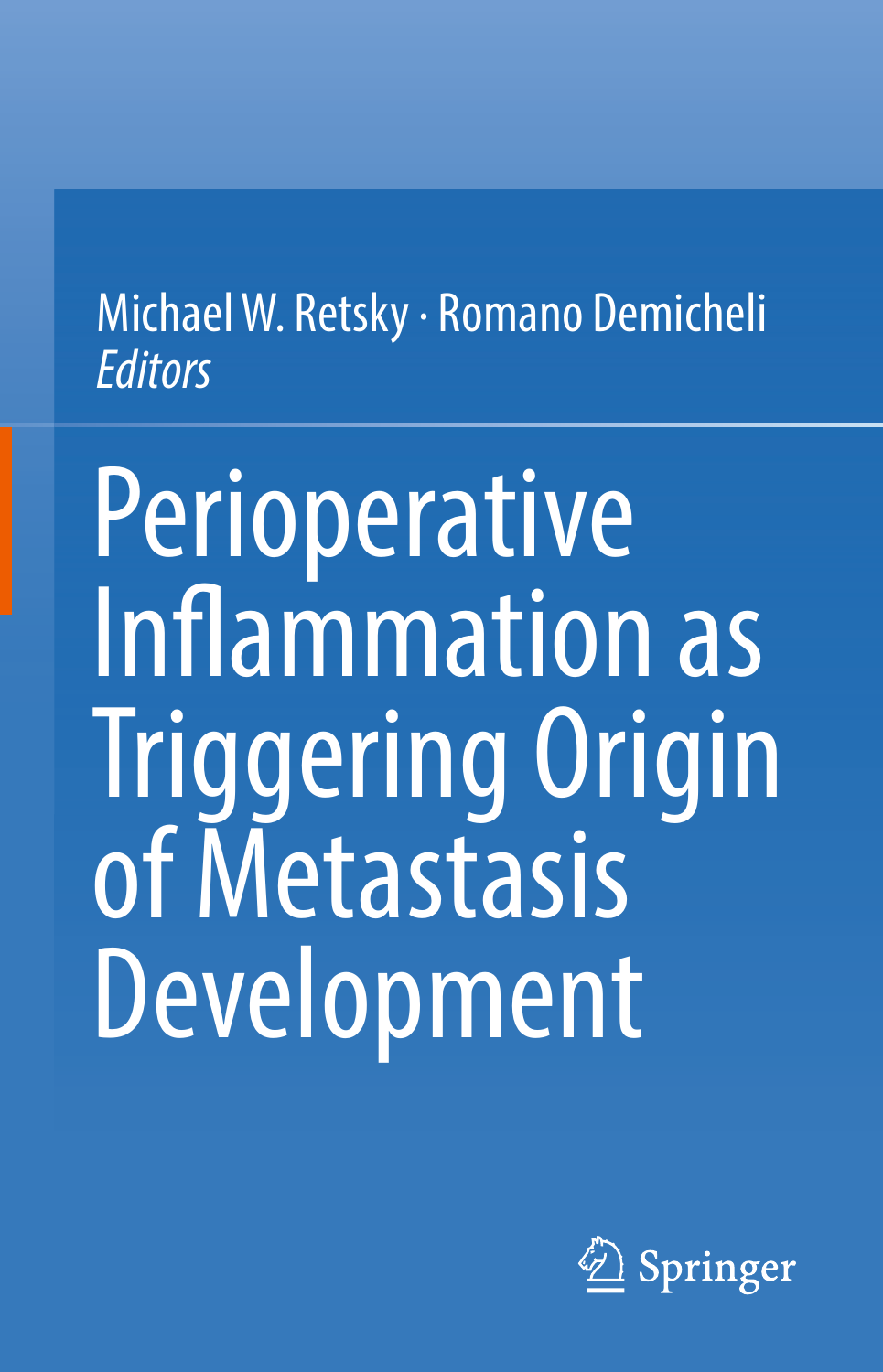Michael W. Retsky · Romano Demicheli
*Editors*

# Perioperative Inflammation as Triggering Origin of Metastasis Development

Springer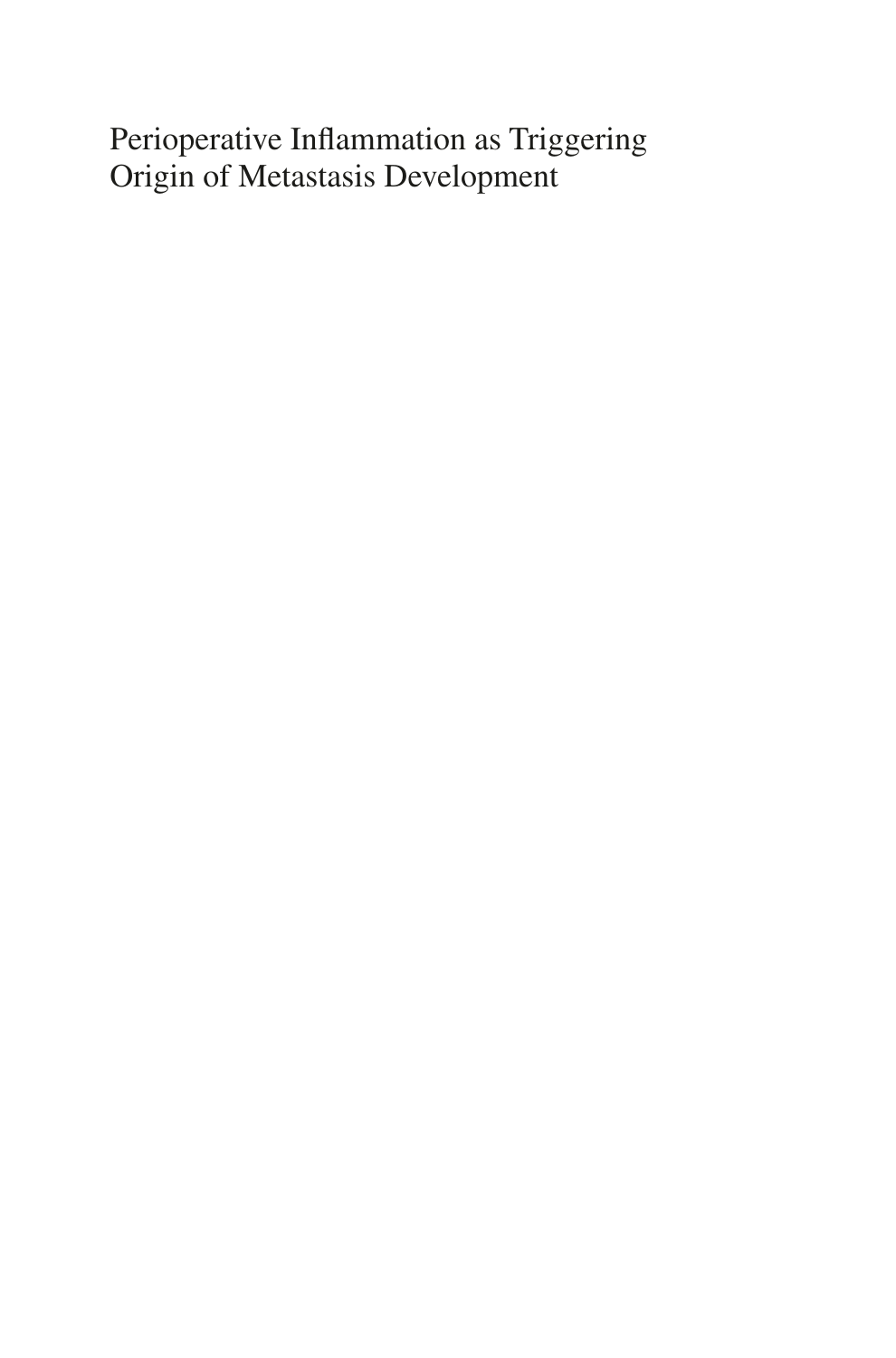Perioperative Inflammation as Triggering Origin of Metastasis Development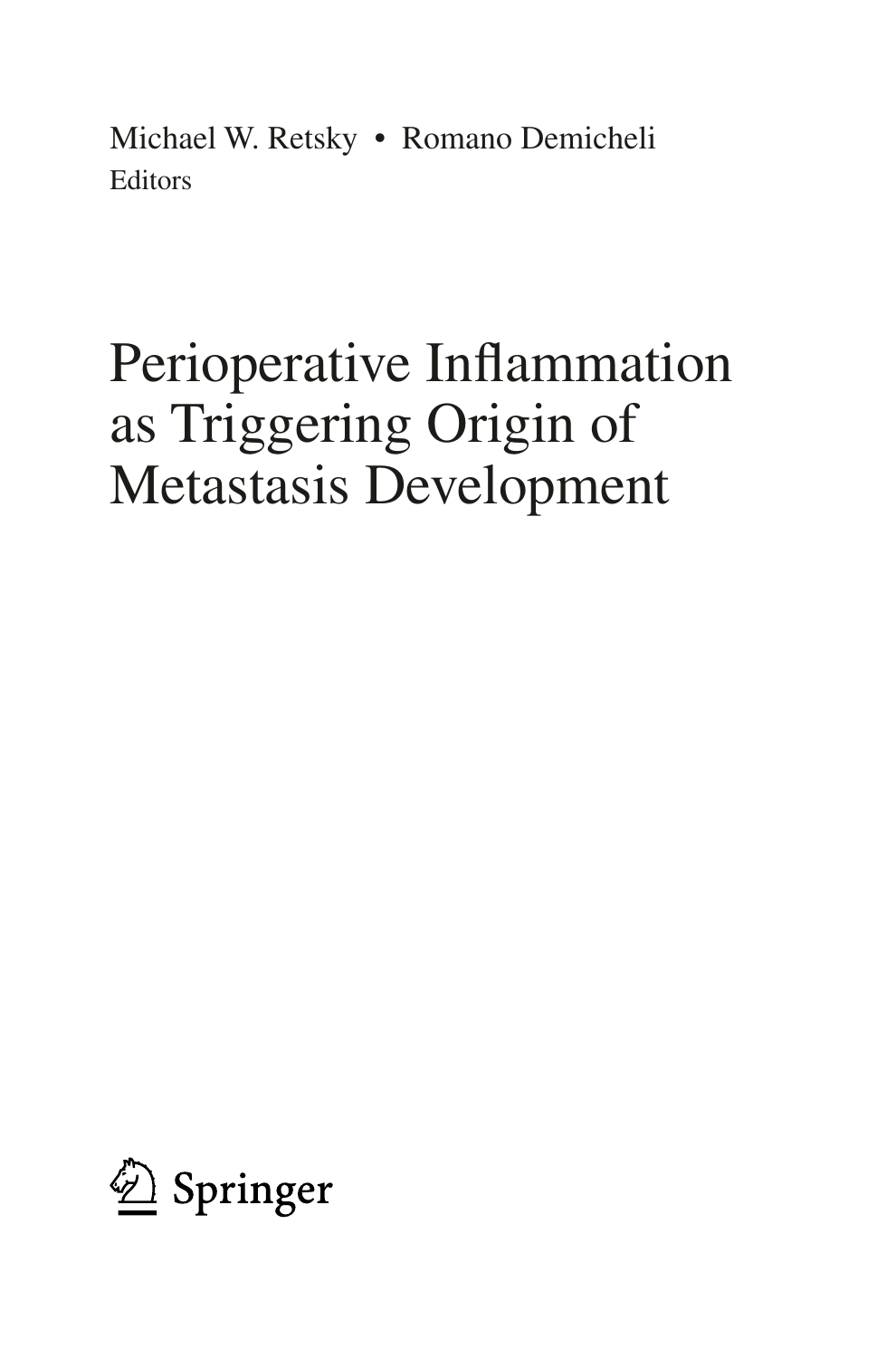Michael W. Retsky • Romano Demicheli
Editors

# Perioperative Inflammation as Triggering Origin of Metastasis Development

Springer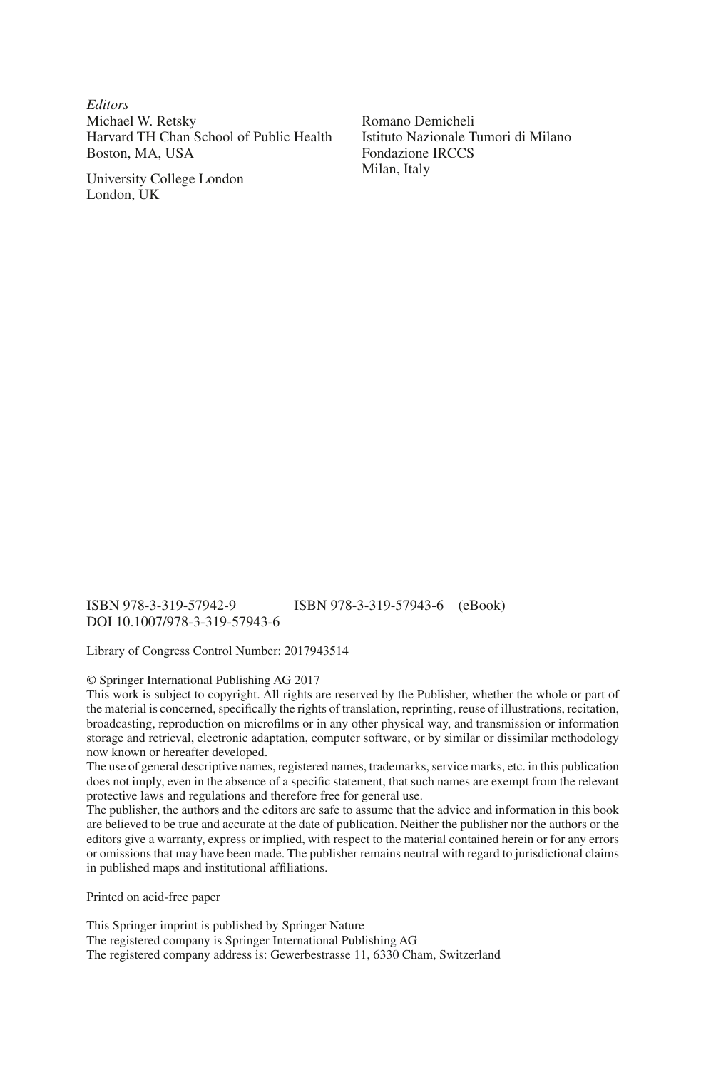*Editors*

Michael W. Retsky
Harvard TH Chan School of Public Health
Boston, MA, USA

University College London
London, UK

Romano Demicheli
Istituto Nazionale Tumori di Milano
Fondazione IRCCS
Milan, Italy

ISBN 978-3-319-57942-9    ISBN 978-3-319-57943-6 (eBook)
DOI 10.1007/978-3-319-57943-6

Library of Congress Control Number: 2017943514

© Springer International Publishing AG 2017
This work is subject to copyright. All rights are reserved by the Publisher, whether the whole or part of the material is concerned, specifically the rights of translation, reprinting, reuse of illustrations, recitation, broadcasting, reproduction on microfilms or in any other physical way, and transmission or information storage and retrieval, electronic adaptation, computer software, or by similar or dissimilar methodology now known or hereafter developed.
The use of general descriptive names, registered names, trademarks, service marks, etc. in this publication does not imply, even in the absence of a specific statement, that such names are exempt from the relevant protective laws and regulations and therefore free for general use.
The publisher, the authors and the editors are safe to assume that the advice and information in this book are believed to be true and accurate at the date of publication. Neither the publisher nor the authors or the editors give a warranty, express or implied, with respect to the material contained herein or for any errors or omissions that may have been made. The publisher remains neutral with regard to jurisdictional claims in published maps and institutional affiliations.

Printed on acid-free paper

This Springer imprint is published by Springer Nature
The registered company is Springer International Publishing AG
The registered company address is: Gewerbestrasse 11, 6330 Cham, Switzerland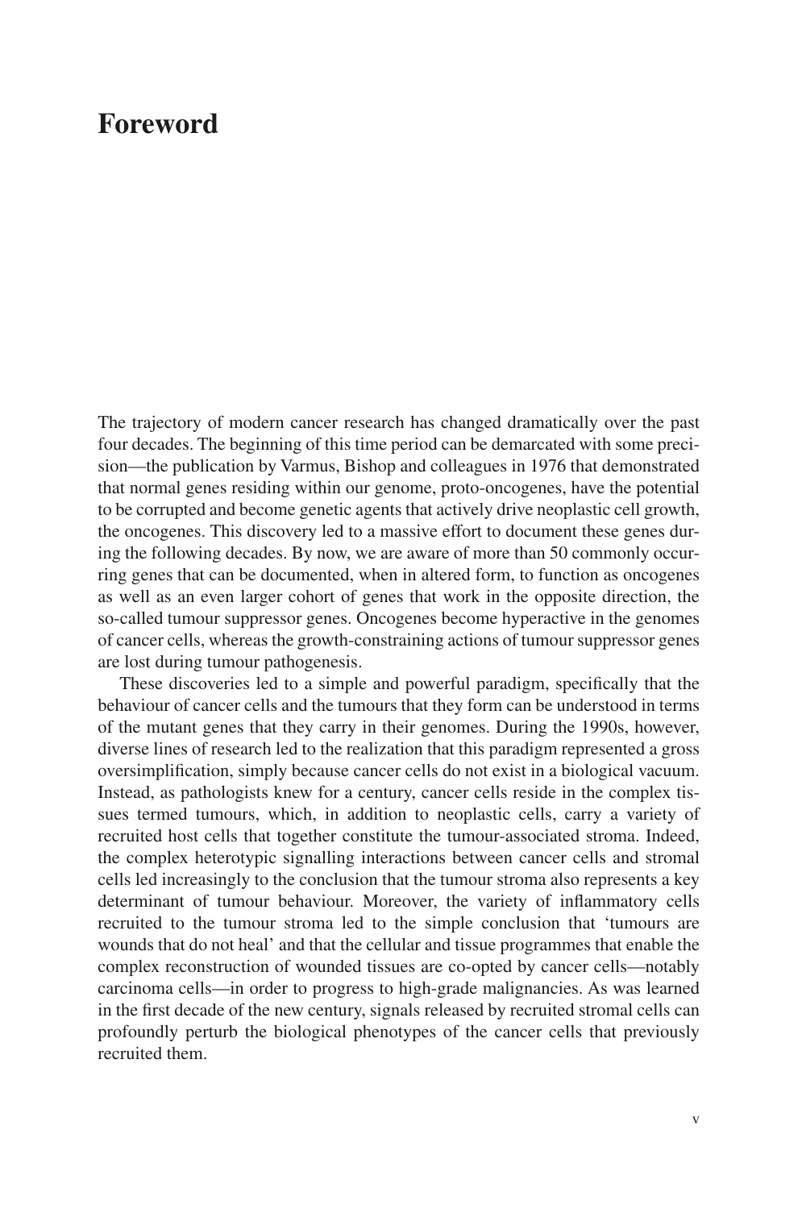# Foreword

The trajectory of modern cancer research has changed dramatically over the past four decades. The beginning of this time period can be demarcated with some precision—the publication by Varmus, Bishop and colleagues in 1976 that demonstrated that normal genes residing within our genome, proto-oncogenes, have the potential to be corrupted and become genetic agents that actively drive neoplastic cell growth, the oncogenes. This discovery led to a massive effort to document these genes during the following decades. By now, we are aware of more than 50 commonly occurring genes that can be documented, when in altered form, to function as oncogenes as well as an even larger cohort of genes that work in the opposite direction, the so-called tumour suppressor genes. Oncogenes become hyperactive in the genomes of cancer cells, whereas the growth-constraining actions of tumour suppressor genes are lost during tumour pathogenesis.

These discoveries led to a simple and powerful paradigm, specifically that the behaviour of cancer cells and the tumours that they form can be understood in terms of the mutant genes that they carry in their genomes. During the 1990s, however, diverse lines of research led to the realization that this paradigm represented a gross oversimplification, simply because cancer cells do not exist in a biological vacuum. Instead, as pathologists knew for a century, cancer cells reside in the complex tissues termed tumours, which, in addition to neoplastic cells, carry a variety of recruited host cells that together constitute the tumour-associated stroma. Indeed, the complex heterotypic signalling interactions between cancer cells and stromal cells led increasingly to the conclusion that the tumour stroma also represents a key determinant of tumour behaviour. Moreover, the variety of inflammatory cells recruited to the tumour stroma led to the simple conclusion that 'tumours are wounds that do not heal' and that the cellular and tissue programmes that enable the complex reconstruction of wounded tissues are co-opted by cancer cells—notably carcinoma cells—in order to progress to high-grade malignancies. As was learned in the first decade of the new century, signals released by recruited stromal cells can profoundly perturb the biological phenotypes of the cancer cells that previously recruited them.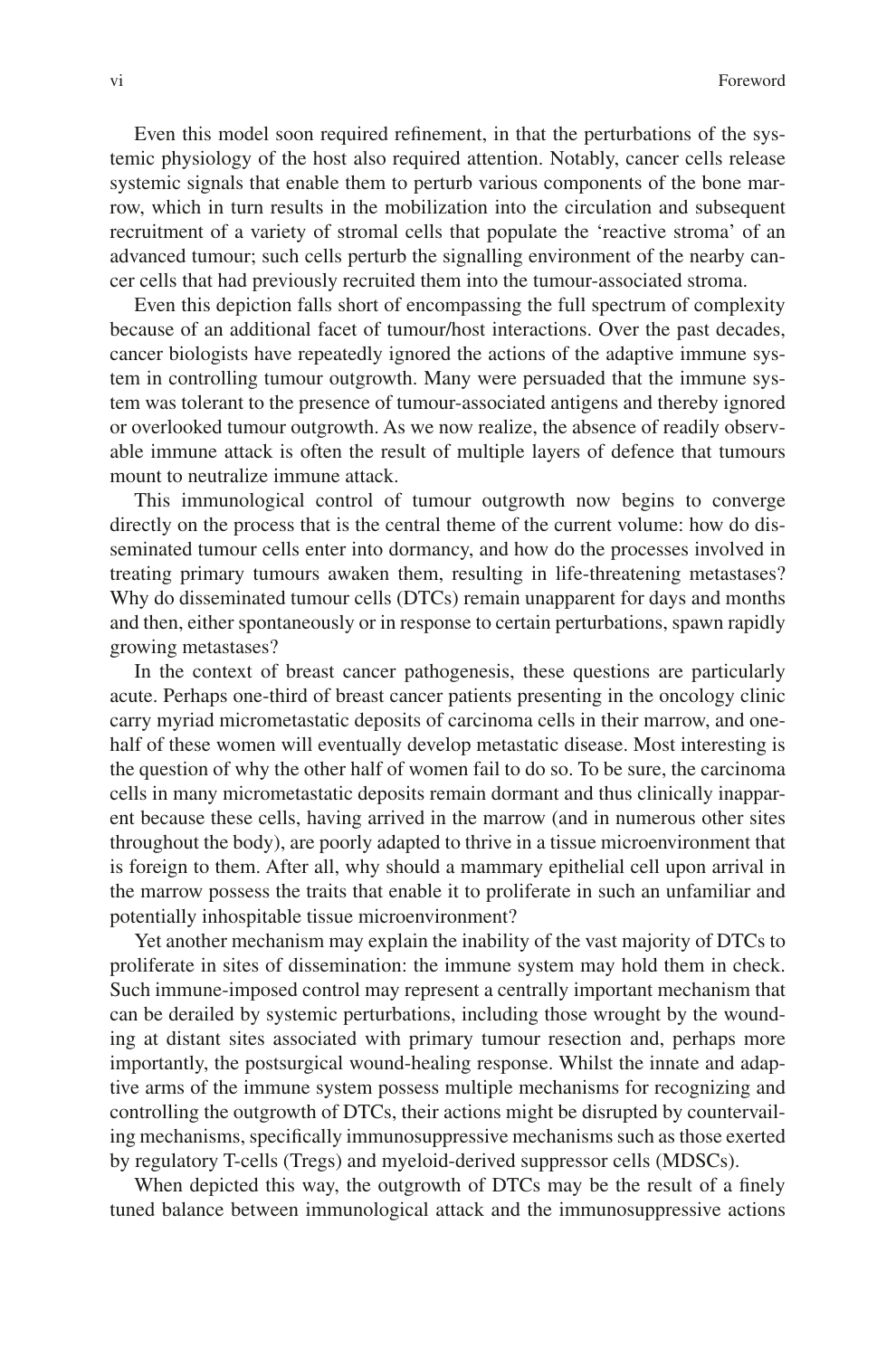Even this model soon required refinement, in that the perturbations of the systemic physiology of the host also required attention. Notably, cancer cells release systemic signals that enable them to perturb various components of the bone marrow, which in turn results in the mobilization into the circulation and subsequent recruitment of a variety of stromal cells that populate the 'reactive stroma' of an advanced tumour; such cells perturb the signalling environment of the nearby cancer cells that had previously recruited them into the tumour-associated stroma.

Even this depiction falls short of encompassing the full spectrum of complexity because of an additional facet of tumour/host interactions. Over the past decades, cancer biologists have repeatedly ignored the actions of the adaptive immune system in controlling tumour outgrowth. Many were persuaded that the immune system was tolerant to the presence of tumour-associated antigens and thereby ignored or overlooked tumour outgrowth. As we now realize, the absence of readily observable immune attack is often the result of multiple layers of defence that tumours mount to neutralize immune attack.

This immunological control of tumour outgrowth now begins to converge directly on the process that is the central theme of the current volume: how do disseminated tumour cells enter into dormancy, and how do the processes involved in treating primary tumours awaken them, resulting in life-threatening metastases? Why do disseminated tumour cells (DTCs) remain unapparent for days and months and then, either spontaneously or in response to certain perturbations, spawn rapidly growing metastases?

In the context of breast cancer pathogenesis, these questions are particularly acute. Perhaps one-third of breast cancer patients presenting in the oncology clinic carry myriad micrometastatic deposits of carcinoma cells in their marrow, and one-half of these women will eventually develop metastatic disease. Most interesting is the question of why the other half of women fail to do so. To be sure, the carcinoma cells in many micrometastatic deposits remain dormant and thus clinically inapparent because these cells, having arrived in the marrow (and in numerous other sites throughout the body), are poorly adapted to thrive in a tissue microenvironment that is foreign to them. After all, why should a mammary epithelial cell upon arrival in the marrow possess the traits that enable it to proliferate in such an unfamiliar and potentially inhospitable tissue microenvironment?

Yet another mechanism may explain the inability of the vast majority of DTCs to proliferate in sites of dissemination: the immune system may hold them in check. Such immune-imposed control may represent a centrally important mechanism that can be derailed by systemic perturbations, including those wrought by the wounding at distant sites associated with primary tumour resection and, perhaps more importantly, the postsurgical wound-healing response. Whilst the innate and adaptive arms of the immune system possess multiple mechanisms for recognizing and controlling the outgrowth of DTCs, their actions might be disrupted by countervailing mechanisms, specifically immunosuppressive mechanisms such as those exerted by regulatory T-cells (Tregs) and myeloid-derived suppressor cells (MDSCs).

When depicted this way, the outgrowth of DTCs may be the result of a finely tuned balance between immunological attack and the immunosuppressive actions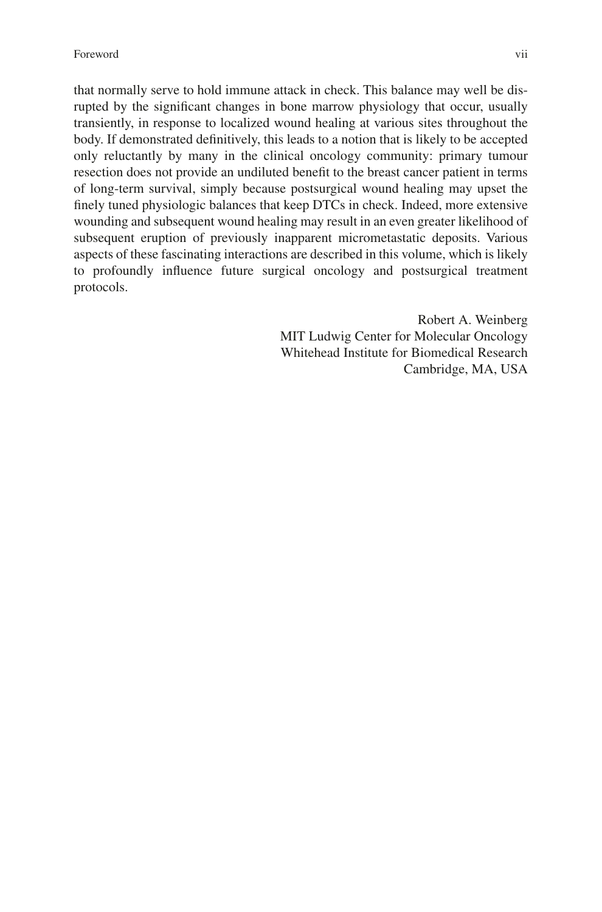that normally serve to hold immune attack in check. This balance may well be disrupted by the significant changes in bone marrow physiology that occur, usually transiently, in response to localized wound healing at various sites throughout the body. If demonstrated definitively, this leads to a notion that is likely to be accepted only reluctantly by many in the clinical oncology community: primary tumour resection does not provide an undiluted benefit to the breast cancer patient in terms of long-term survival, simply because postsurgical wound healing may upset the finely tuned physiologic balances that keep DTCs in check. Indeed, more extensive wounding and subsequent wound healing may result in an even greater likelihood of subsequent eruption of previously inapparent micrometastatic deposits. Various aspects of these fascinating interactions are described in this volume, which is likely to profoundly influence future surgical oncology and postsurgical treatment protocols.

Robert A. Weinberg
MIT Ludwig Center for Molecular Oncology
Whitehead Institute for Biomedical Research
Cambridge, MA, USA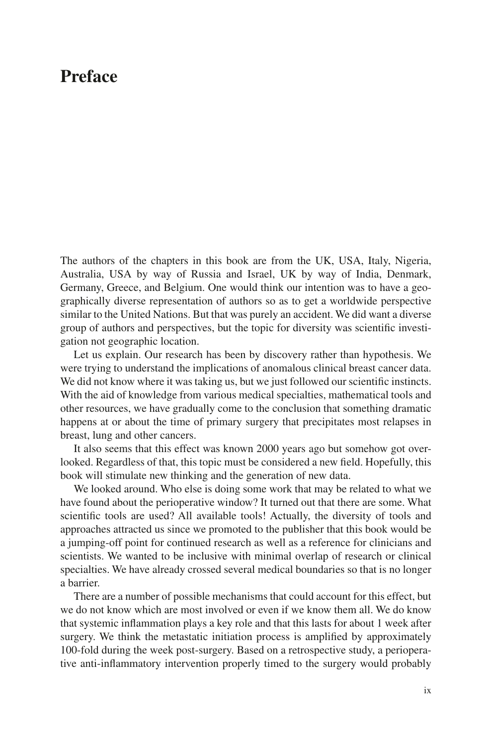# Preface

The authors of the chapters in this book are from the UK, USA, Italy, Nigeria, Australia, USA by way of Russia and Israel, UK by way of India, Denmark, Germany, Greece, and Belgium. One would think our intention was to have a geographically diverse representation of authors so as to get a worldwide perspective similar to the United Nations. But that was purely an accident. We did want a diverse group of authors and perspectives, but the topic for diversity was scientific investigation not geographic location.

Let us explain. Our research has been by discovery rather than hypothesis. We were trying to understand the implications of anomalous clinical breast cancer data. We did not know where it was taking us, but we just followed our scientific instincts. With the aid of knowledge from various medical specialties, mathematical tools and other resources, we have gradually come to the conclusion that something dramatic happens at or about the time of primary surgery that precipitates most relapses in breast, lung and other cancers.

It also seems that this effect was known 2000 years ago but somehow got overlooked. Regardless of that, this topic must be considered a new field. Hopefully, this book will stimulate new thinking and the generation of new data.

We looked around. Who else is doing some work that may be related to what we have found about the perioperative window? It turned out that there are some. What scientific tools are used? All available tools! Actually, the diversity of tools and approaches attracted us since we promoted to the publisher that this book would be a jumping-off point for continued research as well as a reference for clinicians and scientists. We wanted to be inclusive with minimal overlap of research or clinical specialties. We have already crossed several medical boundaries so that is no longer a barrier.

There are a number of possible mechanisms that could account for this effect, but we do not know which are most involved or even if we know them all. We do know that systemic inflammation plays a key role and that this lasts for about 1 week after surgery. We think the metastatic initiation process is amplified by approximately 100-fold during the week post-surgery. Based on a retrospective study, a perioperative anti-inflammatory intervention properly timed to the surgery would probably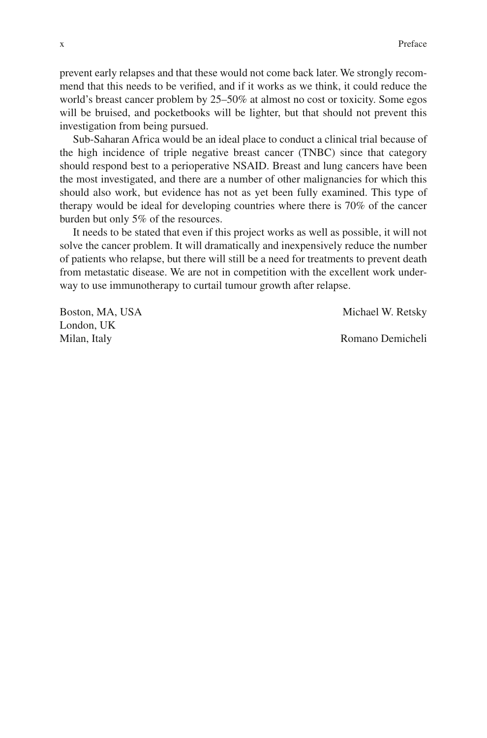prevent early relapses and that these would not come back later. We strongly recommend that this needs to be verified, and if it works as we think, it could reduce the world's breast cancer problem by 25–50% at almost no cost or toxicity. Some egos will be bruised, and pocketbooks will be lighter, but that should not prevent this investigation from being pursued.

Sub-Saharan Africa would be an ideal place to conduct a clinical trial because of the high incidence of triple negative breast cancer (TNBC) since that category should respond best to a perioperative NSAID. Breast and lung cancers have been the most investigated, and there are a number of other malignancies for which this should also work, but evidence has not as yet been fully examined. This type of therapy would be ideal for developing countries where there is 70% of the cancer burden but only 5% of the resources.

It needs to be stated that even if this project works as well as possible, it will not solve the cancer problem. It will dramatically and inexpensively reduce the number of patients who relapse, but there will still be a need for treatments to prevent death from metastatic disease. We are not in competition with the excellent work underway to use immunotherapy to curtail tumour growth after relapse.

Boston, MA, USA — Michael W. Retsky
London, UK
Milan, Italy — Romano Demicheli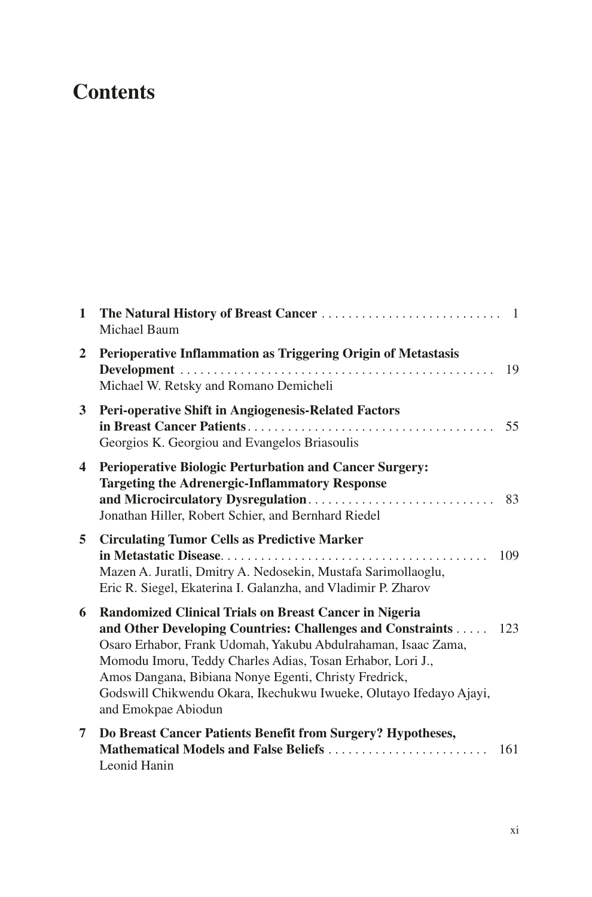# Contents

**1 The Natural History of Breast Cancer** . . . . . . . . . . . . . . . . . . . . . . . . . . . 1
Michael Baum

**2 Perioperative Inflammation as Triggering Origin of Metastasis Development** . . . . . . . . . . . . . . . . . . . . . . . . . . . . . . . . . . . . . . . . . . . . . . . . 19
Michael W. Retsky and Romano Demicheli

**3 Peri-operative Shift in Angiogenesis-Related Factors in Breast Cancer Patients** . . . . . . . . . . . . . . . . . . . . . . . . . . . . . . . . . . . . . 55
Georgios K. Georgiou and Evangelos Briasoulis

**4 Perioperative Biologic Perturbation and Cancer Surgery: Targeting the Adrenergic-Inflammatory Response and Microcirculatory Dysregulation** . . . . . . . . . . . . . . . . . . . . . . . . . . . . 83
Jonathan Hiller, Robert Schier, and Bernhard Riedel

**5 Circulating Tumor Cells as Predictive Marker in Metastatic Disease** . . . . . . . . . . . . . . . . . . . . . . . . . . . . . . . . . . . . . . . . 109
Mazen A. Juratli, Dmitry A. Nedosekin, Mustafa Sarimollaoglu, Eric R. Siegel, Ekaterina I. Galanzha, and Vladimir P. Zharov

**6 Randomized Clinical Trials on Breast Cancer in Nigeria and Other Developing Countries: Challenges and Constraints** . . . . . 123
Osaro Erhabor, Frank Udomah, Yakubu Abdulrahaman, Isaac Zama, Momodu Imoru, Teddy Charles Adias, Tosan Erhabor, Lori J., Amos Dangana, Bibiana Nonye Egenti, Christy Fredrick, Godswill Chikwendu Okara, Ikechukwu Iwueke, Olutayo Ifedayo Ajayi, and Emokpae Abiodun

**7 Do Breast Cancer Patients Benefit from Surgery? Hypotheses, Mathematical Models and False Beliefs** . . . . . . . . . . . . . . . . . . . . . . . . 161
Leonid Hanin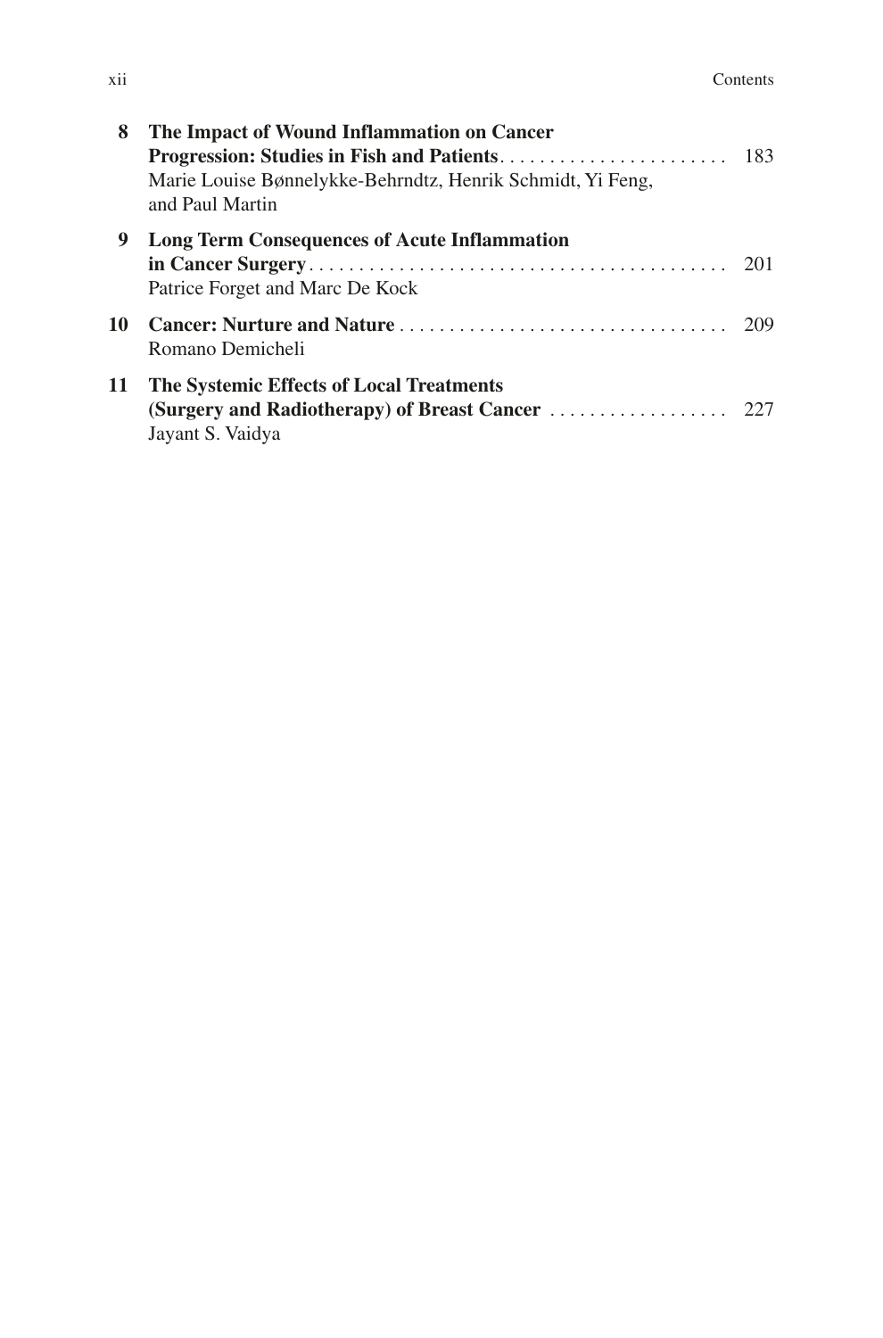**8 The Impact of Wound Inflammation on Cancer Progression: Studies in Fish and Patients** ........................ 183
Marie Louise Bønnelykke-Behrndtz, Henrik Schmidt, Yi Feng, and Paul Martin

**9 Long Term Consequences of Acute Inflammation in Cancer Surgery** ........................................... 201
Patrice Forget and Marc De Kock

**10 Cancer: Nurture and Nature** .................................. 209
Romano Demicheli

**11 The Systemic Effects of Local Treatments (Surgery and Radiotherapy) of Breast Cancer** .................. 227
Jayant S. Vaidya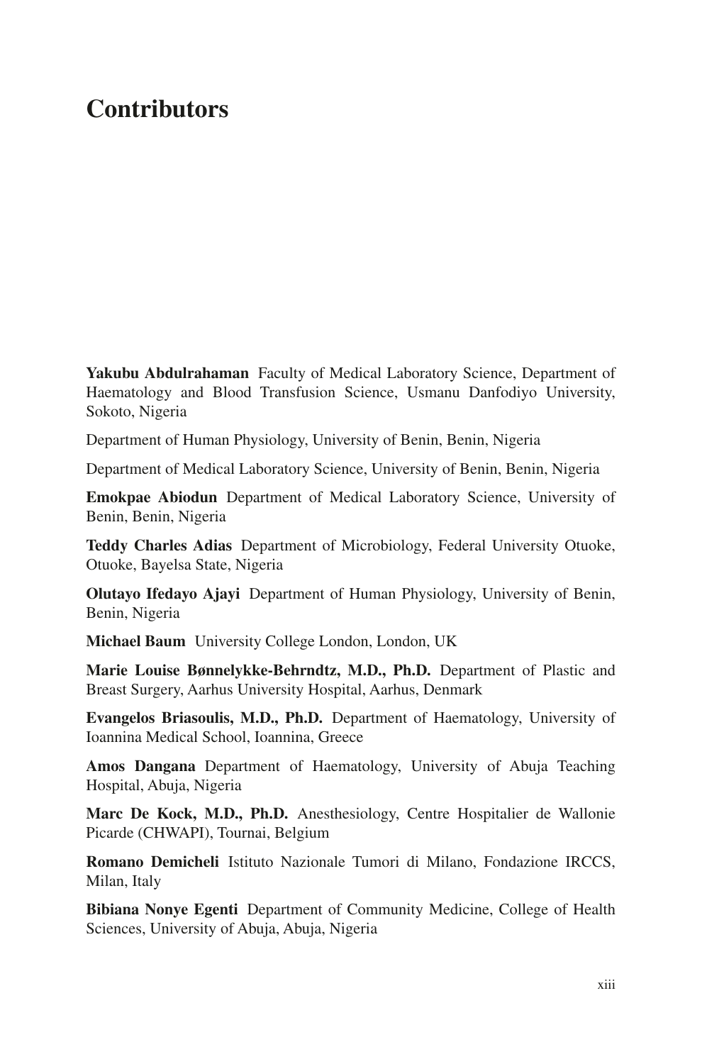# Contributors

**Yakubu Abdulrahaman** Faculty of Medical Laboratory Science, Department of Haematology and Blood Transfusion Science, Usmanu Danfodiyo University, Sokoto, Nigeria

Department of Human Physiology, University of Benin, Benin, Nigeria

Department of Medical Laboratory Science, University of Benin, Benin, Nigeria

**Emokpae Abiodun** Department of Medical Laboratory Science, University of Benin, Benin, Nigeria

**Teddy Charles Adias** Department of Microbiology, Federal University Otuoke, Otuoke, Bayelsa State, Nigeria

**Olutayo Ifedayo Ajayi** Department of Human Physiology, University of Benin, Benin, Nigeria

**Michael Baum** University College London, London, UK

**Marie Louise Bønnelykke-Behrndtz, M.D., Ph.D.** Department of Plastic and Breast Surgery, Aarhus University Hospital, Aarhus, Denmark

**Evangelos Briasoulis, M.D., Ph.D.** Department of Haematology, University of Ioannina Medical School, Ioannina, Greece

**Amos Dangana** Department of Haematology, University of Abuja Teaching Hospital, Abuja, Nigeria

**Marc De Kock, M.D., Ph.D.** Anesthesiology, Centre Hospitalier de Wallonie Picarde (CHWAPI), Tournai, Belgium

**Romano Demicheli** Istituto Nazionale Tumori di Milano, Fondazione IRCCS, Milan, Italy

**Bibiana Nonye Egenti** Department of Community Medicine, College of Health Sciences, University of Abuja, Abuja, Nigeria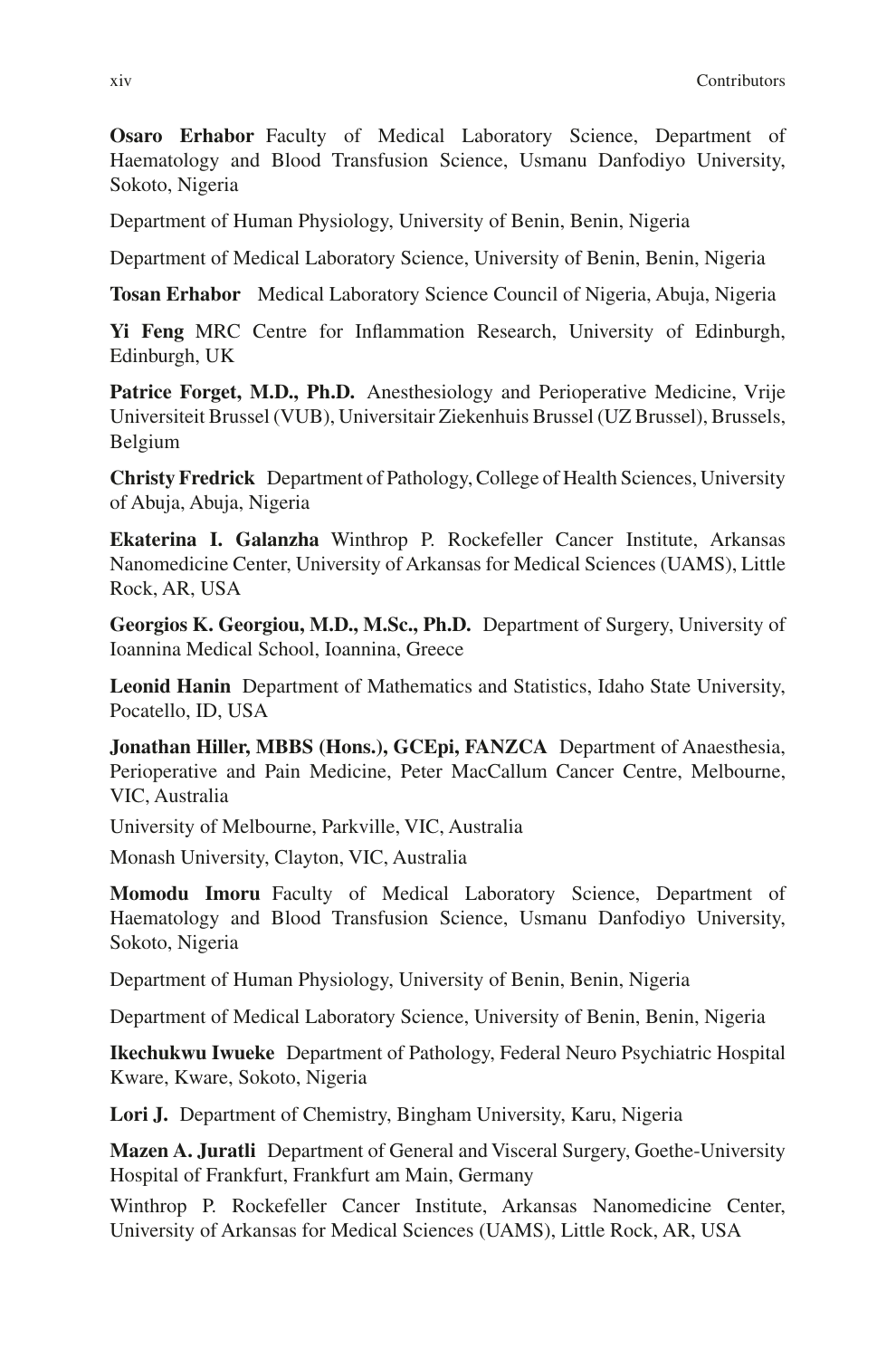**Osaro Erhabor** Faculty of Medical Laboratory Science, Department of Haematology and Blood Transfusion Science, Usmanu Danfodiyo University, Sokoto, Nigeria

Department of Human Physiology, University of Benin, Benin, Nigeria

Department of Medical Laboratory Science, University of Benin, Benin, Nigeria

**Tosan Erhabor** Medical Laboratory Science Council of Nigeria, Abuja, Nigeria

**Yi Feng** MRC Centre for Inflammation Research, University of Edinburgh, Edinburgh, UK

**Patrice Forget, M.D., Ph.D.** Anesthesiology and Perioperative Medicine, Vrije Universiteit Brussel (VUB), Universitair Ziekenhuis Brussel (UZ Brussel), Brussels, Belgium

**Christy Fredrick** Department of Pathology, College of Health Sciences, University of Abuja, Abuja, Nigeria

**Ekaterina I. Galanzha** Winthrop P. Rockefeller Cancer Institute, Arkansas Nanomedicine Center, University of Arkansas for Medical Sciences (UAMS), Little Rock, AR, USA

**Georgios K. Georgiou, M.D., M.Sc., Ph.D.** Department of Surgery, University of Ioannina Medical School, Ioannina, Greece

**Leonid Hanin** Department of Mathematics and Statistics, Idaho State University, Pocatello, ID, USA

**Jonathan Hiller, MBBS (Hons.), GCEpi, FANZCA** Department of Anaesthesia, Perioperative and Pain Medicine, Peter MacCallum Cancer Centre, Melbourne, VIC, Australia

University of Melbourne, Parkville, VIC, Australia

Monash University, Clayton, VIC, Australia

**Momodu Imoru** Faculty of Medical Laboratory Science, Department of Haematology and Blood Transfusion Science, Usmanu Danfodiyo University, Sokoto, Nigeria

Department of Human Physiology, University of Benin, Benin, Nigeria

Department of Medical Laboratory Science, University of Benin, Benin, Nigeria

**Ikechukwu Iwueke** Department of Pathology, Federal Neuro Psychiatric Hospital Kware, Kware, Sokoto, Nigeria

**Lori J.** Department of Chemistry, Bingham University, Karu, Nigeria

**Mazen A. Juratli** Department of General and Visceral Surgery, Goethe-University Hospital of Frankfurt, Frankfurt am Main, Germany

Winthrop P. Rockefeller Cancer Institute, Arkansas Nanomedicine Center, University of Arkansas for Medical Sciences (UAMS), Little Rock, AR, USA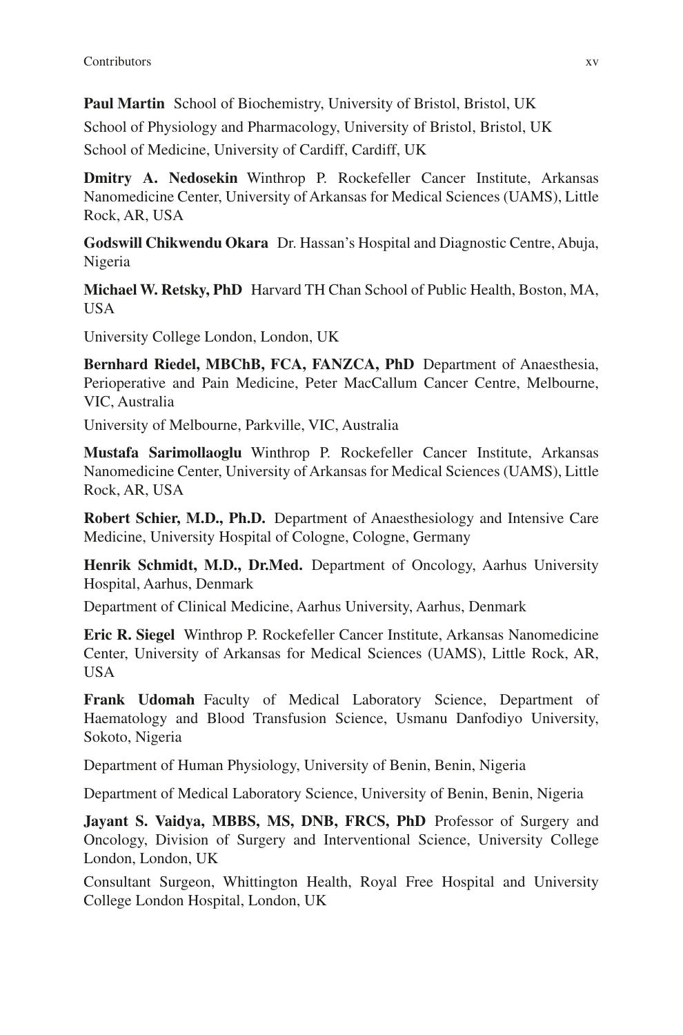**Paul Martin** School of Biochemistry, University of Bristol, Bristol, UK

School of Physiology and Pharmacology, University of Bristol, Bristol, UK

School of Medicine, University of Cardiff, Cardiff, UK

**Dmitry A. Nedosekin** Winthrop P. Rockefeller Cancer Institute, Arkansas Nanomedicine Center, University of Arkansas for Medical Sciences (UAMS), Little Rock, AR, USA

**Godswill Chikwendu Okara** Dr. Hassan's Hospital and Diagnostic Centre, Abuja, Nigeria

**Michael W. Retsky, PhD** Harvard TH Chan School of Public Health, Boston, MA, USA

University College London, London, UK

**Bernhard Riedel, MBChB, FCA, FANZCA, PhD** Department of Anaesthesia, Perioperative and Pain Medicine, Peter MacCallum Cancer Centre, Melbourne, VIC, Australia

University of Melbourne, Parkville, VIC, Australia

**Mustafa Sarimollaoglu** Winthrop P. Rockefeller Cancer Institute, Arkansas Nanomedicine Center, University of Arkansas for Medical Sciences (UAMS), Little Rock, AR, USA

**Robert Schier, M.D., Ph.D.** Department of Anaesthesiology and Intensive Care Medicine, University Hospital of Cologne, Cologne, Germany

**Henrik Schmidt, M.D., Dr.Med.** Department of Oncology, Aarhus University Hospital, Aarhus, Denmark

Department of Clinical Medicine, Aarhus University, Aarhus, Denmark

**Eric R. Siegel** Winthrop P. Rockefeller Cancer Institute, Arkansas Nanomedicine Center, University of Arkansas for Medical Sciences (UAMS), Little Rock, AR, USA

**Frank Udomah** Faculty of Medical Laboratory Science, Department of Haematology and Blood Transfusion Science, Usmanu Danfodiyo University, Sokoto, Nigeria

Department of Human Physiology, University of Benin, Benin, Nigeria

Department of Medical Laboratory Science, University of Benin, Benin, Nigeria

**Jayant S. Vaidya, MBBS, MS, DNB, FRCS, PhD** Professor of Surgery and Oncology, Division of Surgery and Interventional Science, University College London, London, UK

Consultant Surgeon, Whittington Health, Royal Free Hospital and University College London Hospital, London, UK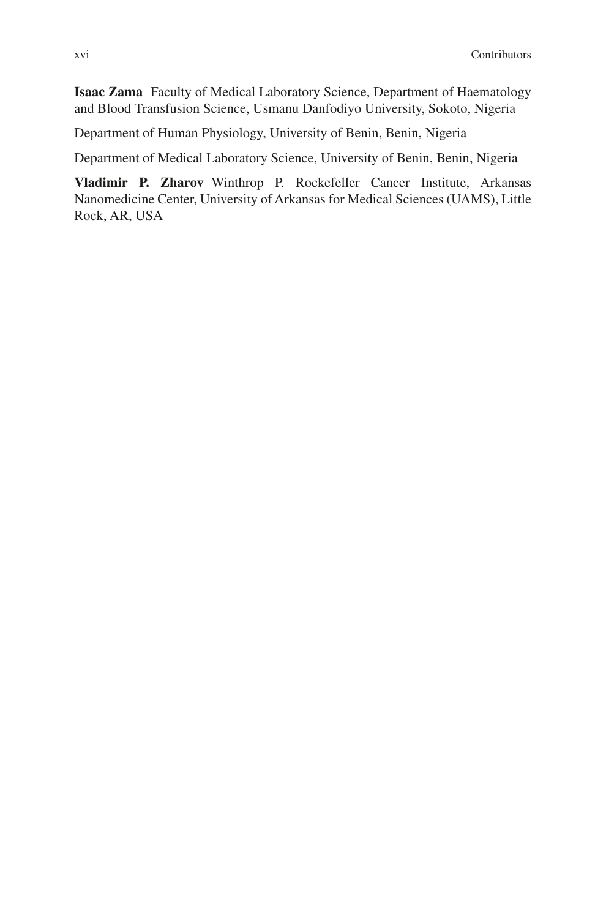**Isaac Zama** Faculty of Medical Laboratory Science, Department of Haematology and Blood Transfusion Science, Usmanu Danfodiyo University, Sokoto, Nigeria

Department of Human Physiology, University of Benin, Benin, Nigeria

Department of Medical Laboratory Science, University of Benin, Benin, Nigeria

**Vladimir P. Zharov** Winthrop P. Rockefeller Cancer Institute, Arkansas Nanomedicine Center, University of Arkansas for Medical Sciences (UAMS), Little Rock, AR, USA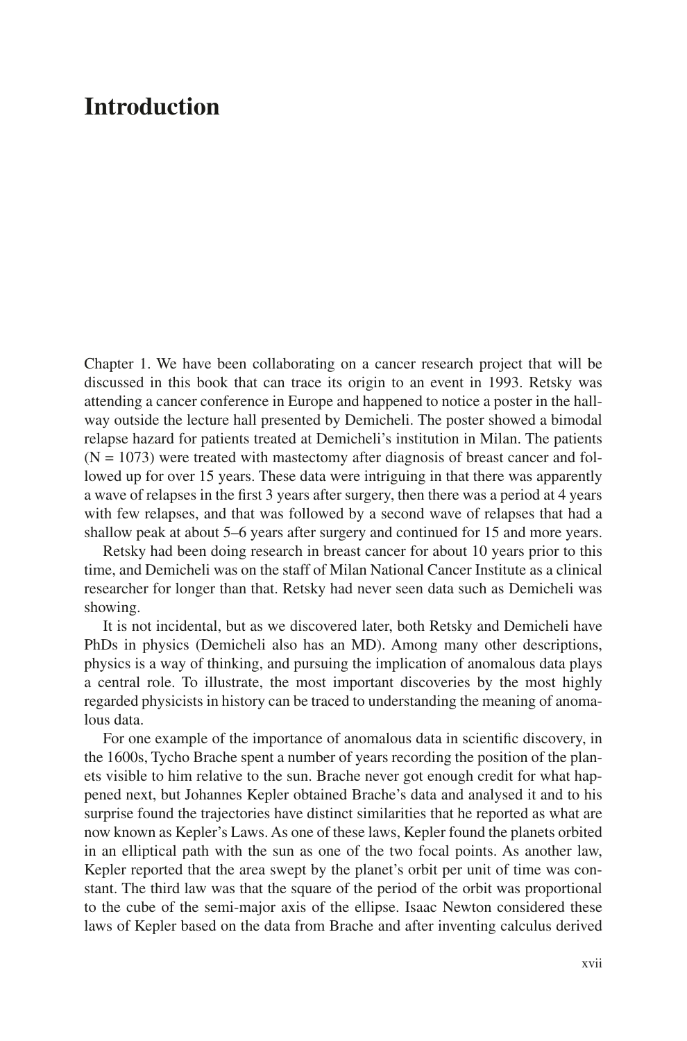# Introduction

Chapter 1. We have been collaborating on a cancer research project that will be discussed in this book that can trace its origin to an event in 1993. Retsky was attending a cancer conference in Europe and happened to notice a poster in the hallway outside the lecture hall presented by Demicheli. The poster showed a bimodal relapse hazard for patients treated at Demicheli's institution in Milan. The patients (N = 1073) were treated with mastectomy after diagnosis of breast cancer and followed up for over 15 years. These data were intriguing in that there was apparently a wave of relapses in the first 3 years after surgery, then there was a period at 4 years with few relapses, and that was followed by a second wave of relapses that had a shallow peak at about 5–6 years after surgery and continued for 15 and more years.

Retsky had been doing research in breast cancer for about 10 years prior to this time, and Demicheli was on the staff of Milan National Cancer Institute as a clinical researcher for longer than that. Retsky had never seen data such as Demicheli was showing.

It is not incidental, but as we discovered later, both Retsky and Demicheli have PhDs in physics (Demicheli also has an MD). Among many other descriptions, physics is a way of thinking, and pursuing the implication of anomalous data plays a central role. To illustrate, the most important discoveries by the most highly regarded physicists in history can be traced to understanding the meaning of anomalous data.

For one example of the importance of anomalous data in scientific discovery, in the 1600s, Tycho Brache spent a number of years recording the position of the planets visible to him relative to the sun. Brache never got enough credit for what happened next, but Johannes Kepler obtained Brache's data and analysed it and to his surprise found the trajectories have distinct similarities that he reported as what are now known as Kepler's Laws. As one of these laws, Kepler found the planets orbited in an elliptical path with the sun as one of the two focal points. As another law, Kepler reported that the area swept by the planet's orbit per unit of time was constant. The third law was that the square of the period of the orbit was proportional to the cube of the semi-major axis of the ellipse. Isaac Newton considered these laws of Kepler based on the data from Brache and after inventing calculus derived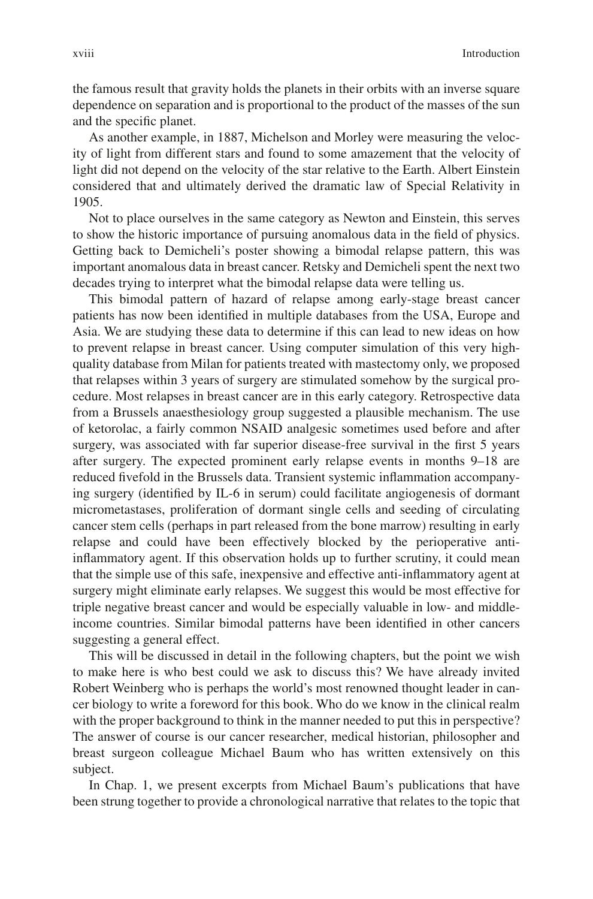the famous result that gravity holds the planets in their orbits with an inverse square dependence on separation and is proportional to the product of the masses of the sun and the specific planet.

As another example, in 1887, Michelson and Morley were measuring the velocity of light from different stars and found to some amazement that the velocity of light did not depend on the velocity of the star relative to the Earth. Albert Einstein considered that and ultimately derived the dramatic law of Special Relativity in 1905.

Not to place ourselves in the same category as Newton and Einstein, this serves to show the historic importance of pursuing anomalous data in the field of physics. Getting back to Demicheli's poster showing a bimodal relapse pattern, this was important anomalous data in breast cancer. Retsky and Demicheli spent the next two decades trying to interpret what the bimodal relapse data were telling us.

This bimodal pattern of hazard of relapse among early-stage breast cancer patients has now been identified in multiple databases from the USA, Europe and Asia. We are studying these data to determine if this can lead to new ideas on how to prevent relapse in breast cancer. Using computer simulation of this very high-quality database from Milan for patients treated with mastectomy only, we proposed that relapses within 3 years of surgery are stimulated somehow by the surgical procedure. Most relapses in breast cancer are in this early category. Retrospective data from a Brussels anaesthesiology group suggested a plausible mechanism. The use of ketorolac, a fairly common NSAID analgesic sometimes used before and after surgery, was associated with far superior disease-free survival in the first 5 years after surgery. The expected prominent early relapse events in months 9–18 are reduced fivefold in the Brussels data. Transient systemic inflammation accompanying surgery (identified by IL-6 in serum) could facilitate angiogenesis of dormant micrometastases, proliferation of dormant single cells and seeding of circulating cancer stem cells (perhaps in part released from the bone marrow) resulting in early relapse and could have been effectively blocked by the perioperative anti-inflammatory agent. If this observation holds up to further scrutiny, it could mean that the simple use of this safe, inexpensive and effective anti-inflammatory agent at surgery might eliminate early relapses. We suggest this would be most effective for triple negative breast cancer and would be especially valuable in low- and middle-income countries. Similar bimodal patterns have been identified in other cancers suggesting a general effect.

This will be discussed in detail in the following chapters, but the point we wish to make here is who best could we ask to discuss this? We have already invited Robert Weinberg who is perhaps the world's most renowned thought leader in cancer biology to write a foreword for this book. Who do we know in the clinical realm with the proper background to think in the manner needed to put this in perspective? The answer of course is our cancer researcher, medical historian, philosopher and breast surgeon colleague Michael Baum who has written extensively on this subject.

In Chap. 1, we present excerpts from Michael Baum's publications that have been strung together to provide a chronological narrative that relates to the topic that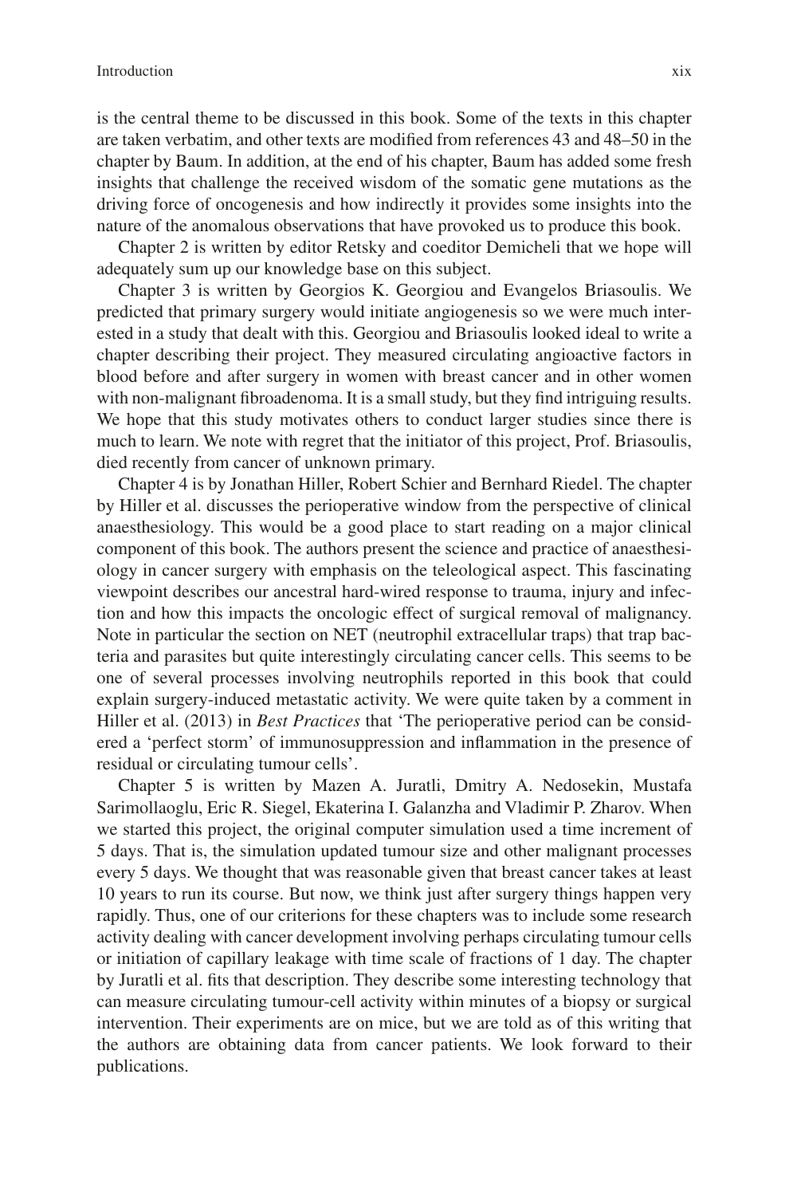is the central theme to be discussed in this book. Some of the texts in this chapter are taken verbatim, and other texts are modified from references 43 and 48–50 in the chapter by Baum. In addition, at the end of his chapter, Baum has added some fresh insights that challenge the received wisdom of the somatic gene mutations as the driving force of oncogenesis and how indirectly it provides some insights into the nature of the anomalous observations that have provoked us to produce this book.

Chapter 2 is written by editor Retsky and coeditor Demicheli that we hope will adequately sum up our knowledge base on this subject.

Chapter 3 is written by Georgios K. Georgiou and Evangelos Briasoulis. We predicted that primary surgery would initiate angiogenesis so we were much interested in a study that dealt with this. Georgiou and Briasoulis looked ideal to write a chapter describing their project. They measured circulating angioactive factors in blood before and after surgery in women with breast cancer and in other women with non-malignant fibroadenoma. It is a small study, but they find intriguing results. We hope that this study motivates others to conduct larger studies since there is much to learn. We note with regret that the initiator of this project, Prof. Briasoulis, died recently from cancer of unknown primary.

Chapter 4 is by Jonathan Hiller, Robert Schier and Bernhard Riedel. The chapter by Hiller et al. discusses the perioperative window from the perspective of clinical anaesthesiology. This would be a good place to start reading on a major clinical component of this book. The authors present the science and practice of anaesthesiology in cancer surgery with emphasis on the teleological aspect. This fascinating viewpoint describes our ancestral hard-wired response to trauma, injury and infection and how this impacts the oncologic effect of surgical removal of malignancy. Note in particular the section on NET (neutrophil extracellular traps) that trap bacteria and parasites but quite interestingly circulating cancer cells. This seems to be one of several processes involving neutrophils reported in this book that could explain surgery-induced metastatic activity. We were quite taken by a comment in Hiller et al. (2013) in *Best Practices* that 'The perioperative period can be considered a 'perfect storm' of immunosuppression and inflammation in the presence of residual or circulating tumour cells'.

Chapter 5 is written by Mazen A. Juratli, Dmitry A. Nedosekin, Mustafa Sarimollaoglu, Eric R. Siegel, Ekaterina I. Galanzha and Vladimir P. Zharov. When we started this project, the original computer simulation used a time increment of 5 days. That is, the simulation updated tumour size and other malignant processes every 5 days. We thought that was reasonable given that breast cancer takes at least 10 years to run its course. But now, we think just after surgery things happen very rapidly. Thus, one of our criterions for these chapters was to include some research activity dealing with cancer development involving perhaps circulating tumour cells or initiation of capillary leakage with time scale of fractions of 1 day. The chapter by Juratli et al. fits that description. They describe some interesting technology that can measure circulating tumour-cell activity within minutes of a biopsy or surgical intervention. Their experiments are on mice, but we are told as of this writing that the authors are obtaining data from cancer patients. We look forward to their publications.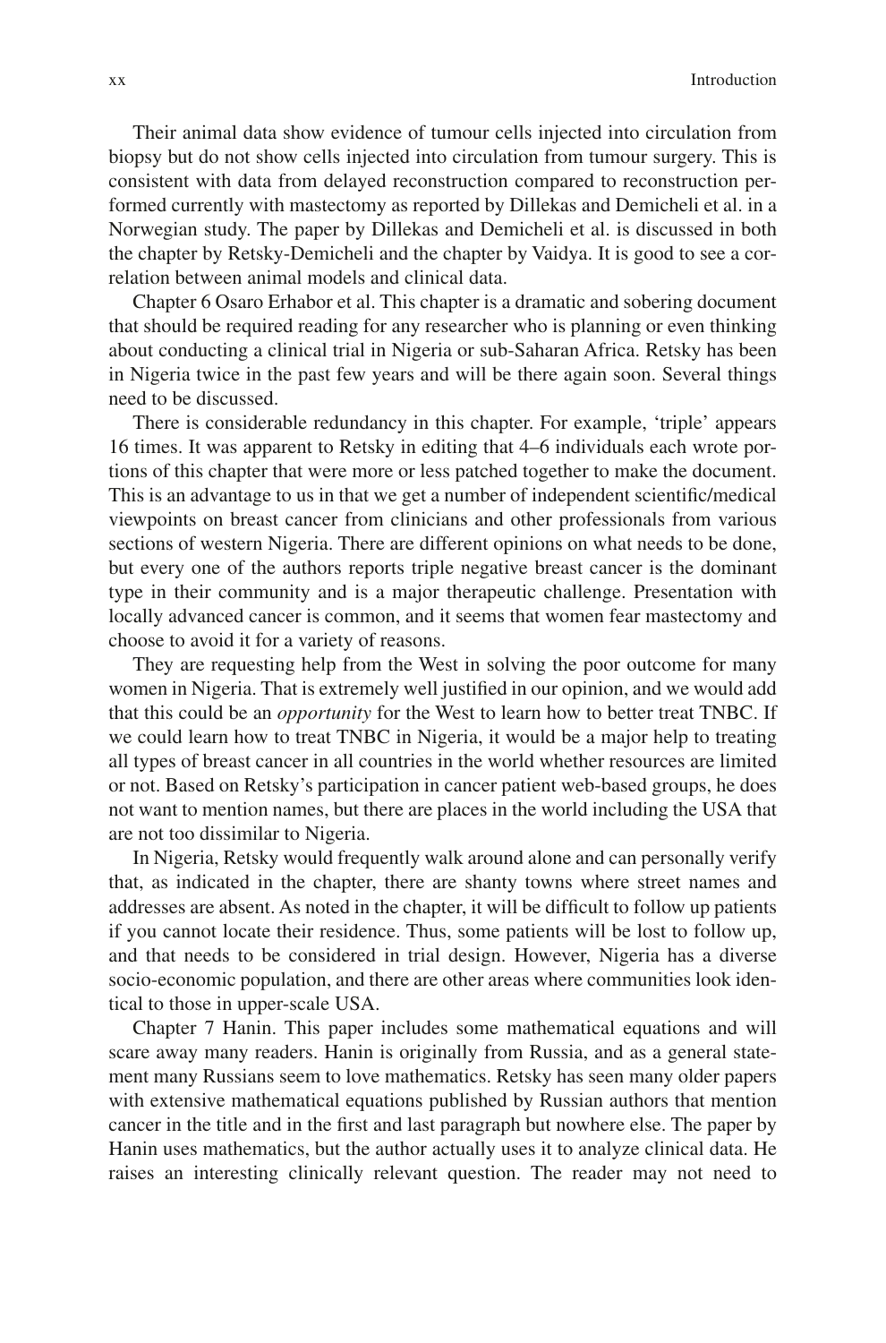Their animal data show evidence of tumour cells injected into circulation from biopsy but do not show cells injected into circulation from tumour surgery. This is consistent with data from delayed reconstruction compared to reconstruction performed currently with mastectomy as reported by Dillekas and Demicheli et al. in a Norwegian study. The paper by Dillekas and Demicheli et al. is discussed in both the chapter by Retsky-Demicheli and the chapter by Vaidya. It is good to see a correlation between animal models and clinical data.

Chapter 6 Osaro Erhabor et al. This chapter is a dramatic and sobering document that should be required reading for any researcher who is planning or even thinking about conducting a clinical trial in Nigeria or sub-Saharan Africa. Retsky has been in Nigeria twice in the past few years and will be there again soon. Several things need to be discussed.

There is considerable redundancy in this chapter. For example, 'triple' appears 16 times. It was apparent to Retsky in editing that 4–6 individuals each wrote portions of this chapter that were more or less patched together to make the document. This is an advantage to us in that we get a number of independent scientific/medical viewpoints on breast cancer from clinicians and other professionals from various sections of western Nigeria. There are different opinions on what needs to be done, but every one of the authors reports triple negative breast cancer is the dominant type in their community and is a major therapeutic challenge. Presentation with locally advanced cancer is common, and it seems that women fear mastectomy and choose to avoid it for a variety of reasons.

They are requesting help from the West in solving the poor outcome for many women in Nigeria. That is extremely well justified in our opinion, and we would add that this could be an *opportunity* for the West to learn how to better treat TNBC. If we could learn how to treat TNBC in Nigeria, it would be a major help to treating all types of breast cancer in all countries in the world whether resources are limited or not. Based on Retsky's participation in cancer patient web-based groups, he does not want to mention names, but there are places in the world including the USA that are not too dissimilar to Nigeria.

In Nigeria, Retsky would frequently walk around alone and can personally verify that, as indicated in the chapter, there are shanty towns where street names and addresses are absent. As noted in the chapter, it will be difficult to follow up patients if you cannot locate their residence. Thus, some patients will be lost to follow up, and that needs to be considered in trial design. However, Nigeria has a diverse socio-economic population, and there are other areas where communities look identical to those in upper-scale USA.

Chapter 7 Hanin. This paper includes some mathematical equations and will scare away many readers. Hanin is originally from Russia, and as a general statement many Russians seem to love mathematics. Retsky has seen many older papers with extensive mathematical equations published by Russian authors that mention cancer in the title and in the first and last paragraph but nowhere else. The paper by Hanin uses mathematics, but the author actually uses it to analyze clinical data. He raises an interesting clinically relevant question. The reader may not need to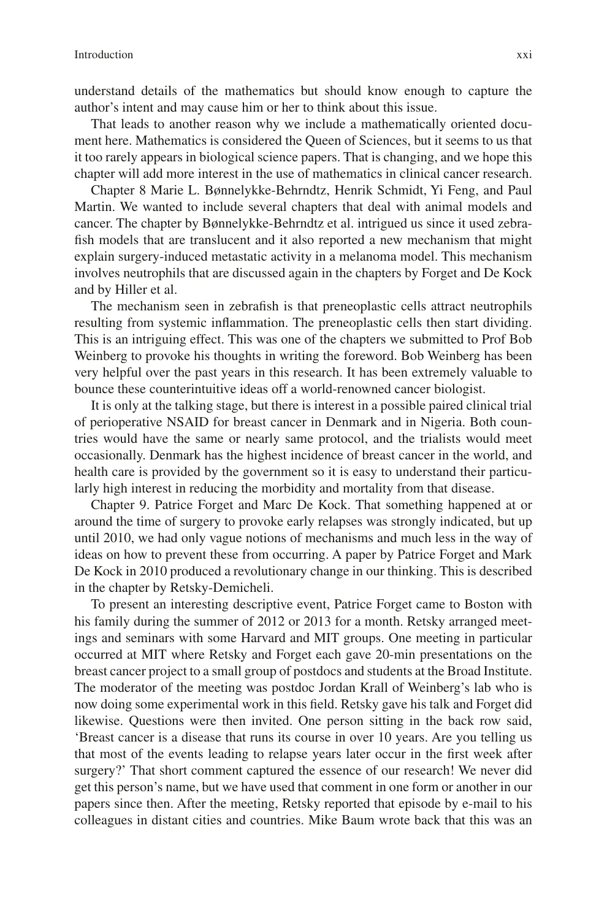understand details of the mathematics but should know enough to capture the author's intent and may cause him or her to think about this issue.

That leads to another reason why we include a mathematically oriented document here. Mathematics is considered the Queen of Sciences, but it seems to us that it too rarely appears in biological science papers. That is changing, and we hope this chapter will add more interest in the use of mathematics in clinical cancer research.

Chapter 8 Marie L. Bønnelykke-Behrndtz, Henrik Schmidt, Yi Feng, and Paul Martin. We wanted to include several chapters that deal with animal models and cancer. The chapter by Bønnelykke-Behrndtz et al. intrigued us since it used zebrafish models that are translucent and it also reported a new mechanism that might explain surgery-induced metastatic activity in a melanoma model. This mechanism involves neutrophils that are discussed again in the chapters by Forget and De Kock and by Hiller et al.

The mechanism seen in zebrafish is that preneoplastic cells attract neutrophils resulting from systemic inflammation. The preneoplastic cells then start dividing. This is an intriguing effect. This was one of the chapters we submitted to Prof Bob Weinberg to provoke his thoughts in writing the foreword. Bob Weinberg has been very helpful over the past years in this research. It has been extremely valuable to bounce these counterintuitive ideas off a world-renowned cancer biologist.

It is only at the talking stage, but there is interest in a possible paired clinical trial of perioperative NSAID for breast cancer in Denmark and in Nigeria. Both countries would have the same or nearly same protocol, and the trialists would meet occasionally. Denmark has the highest incidence of breast cancer in the world, and health care is provided by the government so it is easy to understand their particularly high interest in reducing the morbidity and mortality from that disease.

Chapter 9. Patrice Forget and Marc De Kock. That something happened at or around the time of surgery to provoke early relapses was strongly indicated, but up until 2010, we had only vague notions of mechanisms and much less in the way of ideas on how to prevent these from occurring. A paper by Patrice Forget and Mark De Kock in 2010 produced a revolutionary change in our thinking. This is described in the chapter by Retsky-Demicheli.

To present an interesting descriptive event, Patrice Forget came to Boston with his family during the summer of 2012 or 2013 for a month. Retsky arranged meetings and seminars with some Harvard and MIT groups. One meeting in particular occurred at MIT where Retsky and Forget each gave 20-min presentations on the breast cancer project to a small group of postdocs and students at the Broad Institute. The moderator of the meeting was postdoc Jordan Krall of Weinberg's lab who is now doing some experimental work in this field. Retsky gave his talk and Forget did likewise. Questions were then invited. One person sitting in the back row said, 'Breast cancer is a disease that runs its course in over 10 years. Are you telling us that most of the events leading to relapse years later occur in the first week after surgery?' That short comment captured the essence of our research! We never did get this person's name, but we have used that comment in one form or another in our papers since then. After the meeting, Retsky reported that episode by e-mail to his colleagues in distant cities and countries. Mike Baum wrote back that this was an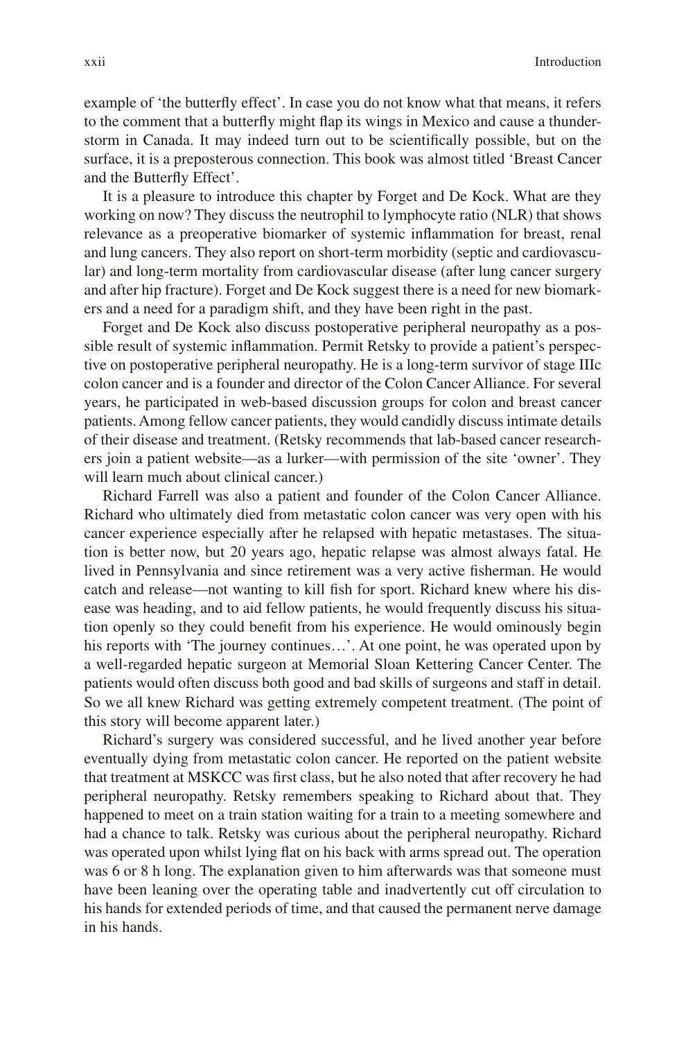example of 'the butterfly effect'. In case you do not know what that means, it refers to the comment that a butterfly might flap its wings in Mexico and cause a thunderstorm in Canada. It may indeed turn out to be scientifically possible, but on the surface, it is a preposterous connection. This book was almost titled 'Breast Cancer and the Butterfly Effect'.

It is a pleasure to introduce this chapter by Forget and De Kock. What are they working on now? They discuss the neutrophil to lymphocyte ratio (NLR) that shows relevance as a preoperative biomarker of systemic inflammation for breast, renal and lung cancers. They also report on short-term morbidity (septic and cardiovascular) and long-term mortality from cardiovascular disease (after lung cancer surgery and after hip fracture). Forget and De Kock suggest there is a need for new biomarkers and a need for a paradigm shift, and they have been right in the past.

Forget and De Kock also discuss postoperative peripheral neuropathy as a possible result of systemic inflammation. Permit Retsky to provide a patient's perspective on postoperative peripheral neuropathy. He is a long-term survivor of stage IIIc colon cancer and is a founder and director of the Colon Cancer Alliance. For several years, he participated in web-based discussion groups for colon and breast cancer patients. Among fellow cancer patients, they would candidly discuss intimate details of their disease and treatment. (Retsky recommends that lab-based cancer researchers join a patient website—as a lurker—with permission of the site 'owner'. They will learn much about clinical cancer.)

Richard Farrell was also a patient and founder of the Colon Cancer Alliance. Richard who ultimately died from metastatic colon cancer was very open with his cancer experience especially after he relapsed with hepatic metastases. The situation is better now, but 20 years ago, hepatic relapse was almost always fatal. He lived in Pennsylvania and since retirement was a very active fisherman. He would catch and release—not wanting to kill fish for sport. Richard knew where his disease was heading, and to aid fellow patients, he would frequently discuss his situation openly so they could benefit from his experience. He would ominously begin his reports with 'The journey continues…'. At one point, he was operated upon by a well-regarded hepatic surgeon at Memorial Sloan Kettering Cancer Center. The patients would often discuss both good and bad skills of surgeons and staff in detail. So we all knew Richard was getting extremely competent treatment. (The point of this story will become apparent later.)

Richard's surgery was considered successful, and he lived another year before eventually dying from metastatic colon cancer. He reported on the patient website that treatment at MSKCC was first class, but he also noted that after recovery he had peripheral neuropathy. Retsky remembers speaking to Richard about that. They happened to meet on a train station waiting for a train to a meeting somewhere and had a chance to talk. Retsky was curious about the peripheral neuropathy. Richard was operated upon whilst lying flat on his back with arms spread out. The operation was 6 or 8 h long. The explanation given to him afterwards was that someone must have been leaning over the operating table and inadvertently cut off circulation to his hands for extended periods of time, and that caused the permanent nerve damage in his hands.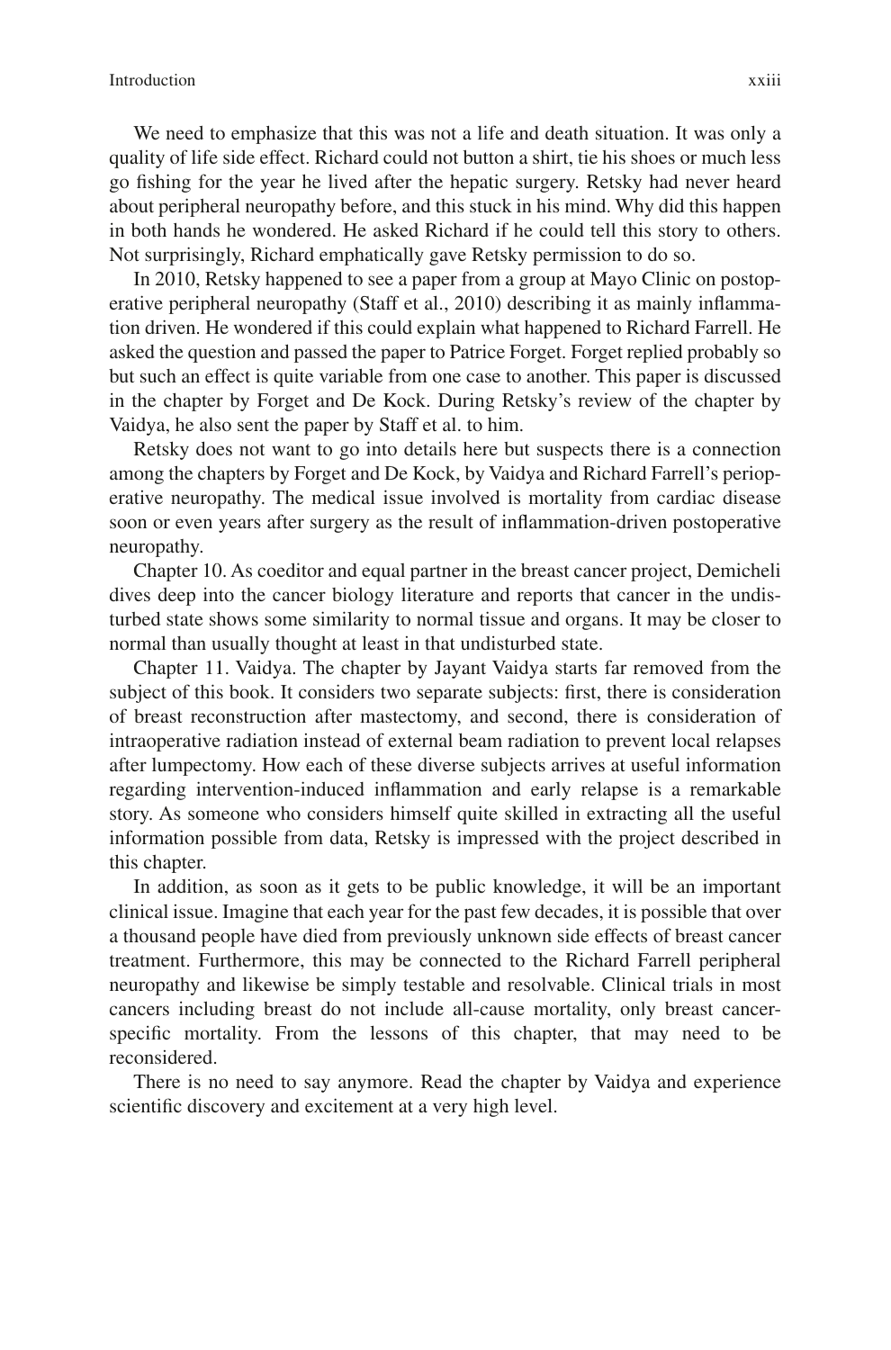We need to emphasize that this was not a life and death situation. It was only a quality of life side effect. Richard could not button a shirt, tie his shoes or much less go fishing for the year he lived after the hepatic surgery. Retsky had never heard about peripheral neuropathy before, and this stuck in his mind. Why did this happen in both hands he wondered. He asked Richard if he could tell this story to others. Not surprisingly, Richard emphatically gave Retsky permission to do so.

In 2010, Retsky happened to see a paper from a group at Mayo Clinic on postoperative peripheral neuropathy (Staff et al., 2010) describing it as mainly inflammation driven. He wondered if this could explain what happened to Richard Farrell. He asked the question and passed the paper to Patrice Forget. Forget replied probably so but such an effect is quite variable from one case to another. This paper is discussed in the chapter by Forget and De Kock. During Retsky's review of the chapter by Vaidya, he also sent the paper by Staff et al. to him.

Retsky does not want to go into details here but suspects there is a connection among the chapters by Forget and De Kock, by Vaidya and Richard Farrell's perioperative neuropathy. The medical issue involved is mortality from cardiac disease soon or even years after surgery as the result of inflammation-driven postoperative neuropathy.

Chapter 10. As coeditor and equal partner in the breast cancer project, Demicheli dives deep into the cancer biology literature and reports that cancer in the undisturbed state shows some similarity to normal tissue and organs. It may be closer to normal than usually thought at least in that undisturbed state.

Chapter 11. Vaidya. The chapter by Jayant Vaidya starts far removed from the subject of this book. It considers two separate subjects: first, there is consideration of breast reconstruction after mastectomy, and second, there is consideration of intraoperative radiation instead of external beam radiation to prevent local relapses after lumpectomy. How each of these diverse subjects arrives at useful information regarding intervention-induced inflammation and early relapse is a remarkable story. As someone who considers himself quite skilled in extracting all the useful information possible from data, Retsky is impressed with the project described in this chapter.

In addition, as soon as it gets to be public knowledge, it will be an important clinical issue. Imagine that each year for the past few decades, it is possible that over a thousand people have died from previously unknown side effects of breast cancer treatment. Furthermore, this may be connected to the Richard Farrell peripheral neuropathy and likewise be simply testable and resolvable. Clinical trials in most cancers including breast do not include all-cause mortality, only breast cancer-specific mortality. From the lessons of this chapter, that may need to be reconsidered.

There is no need to say anymore. Read the chapter by Vaidya and experience scientific discovery and excitement at a very high level.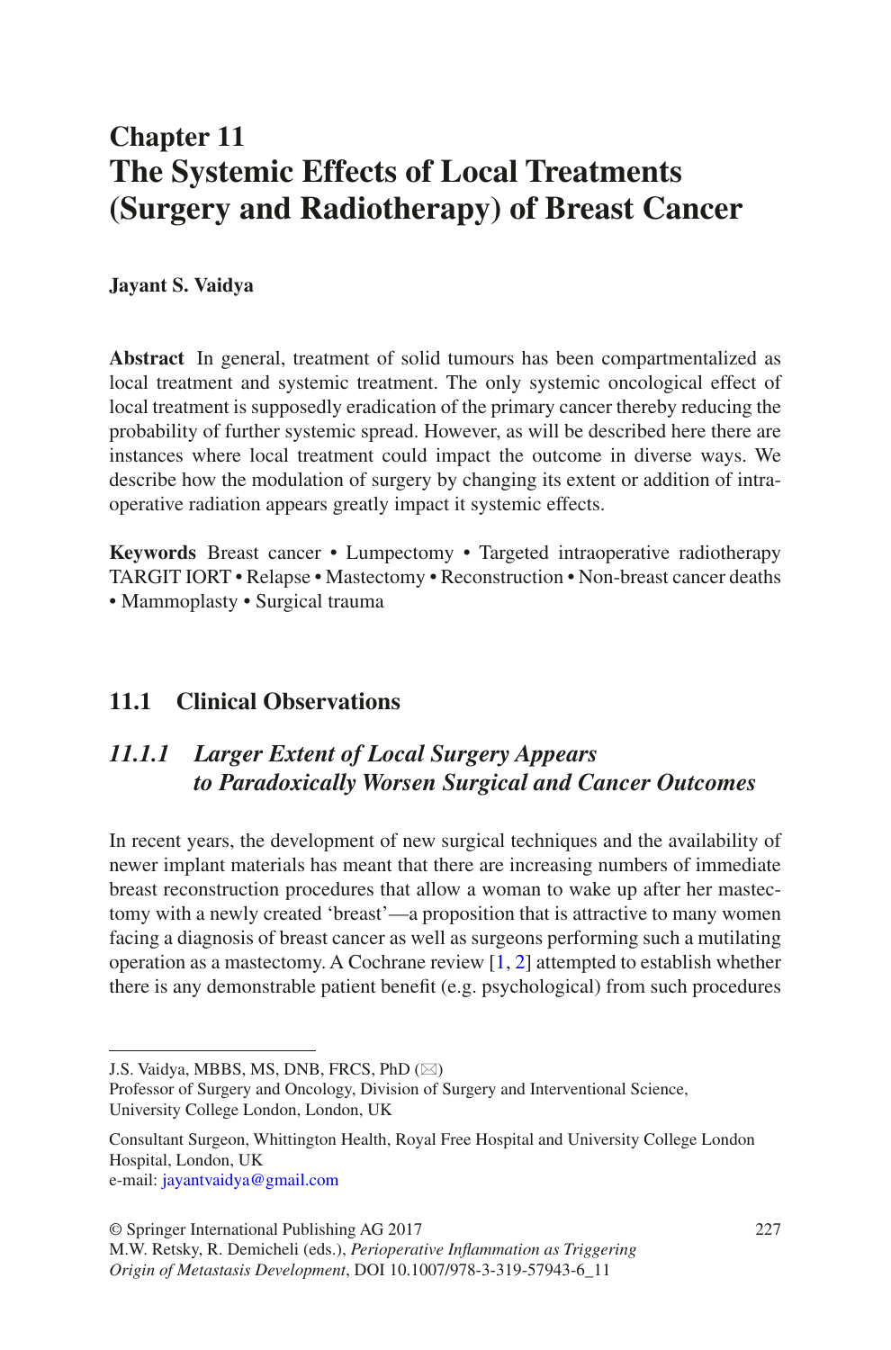# Chapter 11
# The Systemic Effects of Local Treatments (Surgery and Radiotherapy) of Breast Cancer

**Jayant S. Vaidya**

**Abstract** In general, treatment of solid tumours has been compartmentalized as local treatment and systemic treatment. The only systemic oncological effect of local treatment is supposedly eradication of the primary cancer thereby reducing the probability of further systemic spread. However, as will be described here there are instances where local treatment could impact the outcome in diverse ways. We describe how the modulation of surgery by changing its extent or addition of intra-operative radiation appears greatly impact it systemic effects.

**Keywords** Breast cancer • Lumpectomy • Targeted intraoperative radiotherapy TARGIT IORT • Relapse • Mastectomy • Reconstruction • Non-breast cancer deaths • Mammoplasty • Surgical trauma

## 11.1 Clinical Observations

### *11.1.1 Larger Extent of Local Surgery Appears to Paradoxically Worsen Surgical and Cancer Outcomes*

In recent years, the development of new surgical techniques and the availability of newer implant materials has meant that there are increasing numbers of immediate breast reconstruction procedures that allow a woman to wake up after her mastectomy with a newly created 'breast'—a proposition that is attractive to many women facing a diagnosis of breast cancer as well as surgeons performing such a mutilating operation as a mastectomy. A Cochrane review [1, 2] attempted to establish whether there is any demonstrable patient benefit (e.g. psychological) from such procedures

---

J.S. Vaidya, MBBS, MS, DNB, FRCS, PhD (✉)
Professor of Surgery and Oncology, Division of Surgery and Interventional Science, University College London, London, UK

Consultant Surgeon, Whittington Health, Royal Free Hospital and University College London Hospital, London, UK
e-mail: jayantvaidya@gmail.com

© Springer International Publishing AG 2017
M.W. Retsky, R. Demicheli (eds.), *Perioperative Inflammation as Triggering Origin of Metastasis Development*, DOI 10.1007/978-3-319-57943-6_11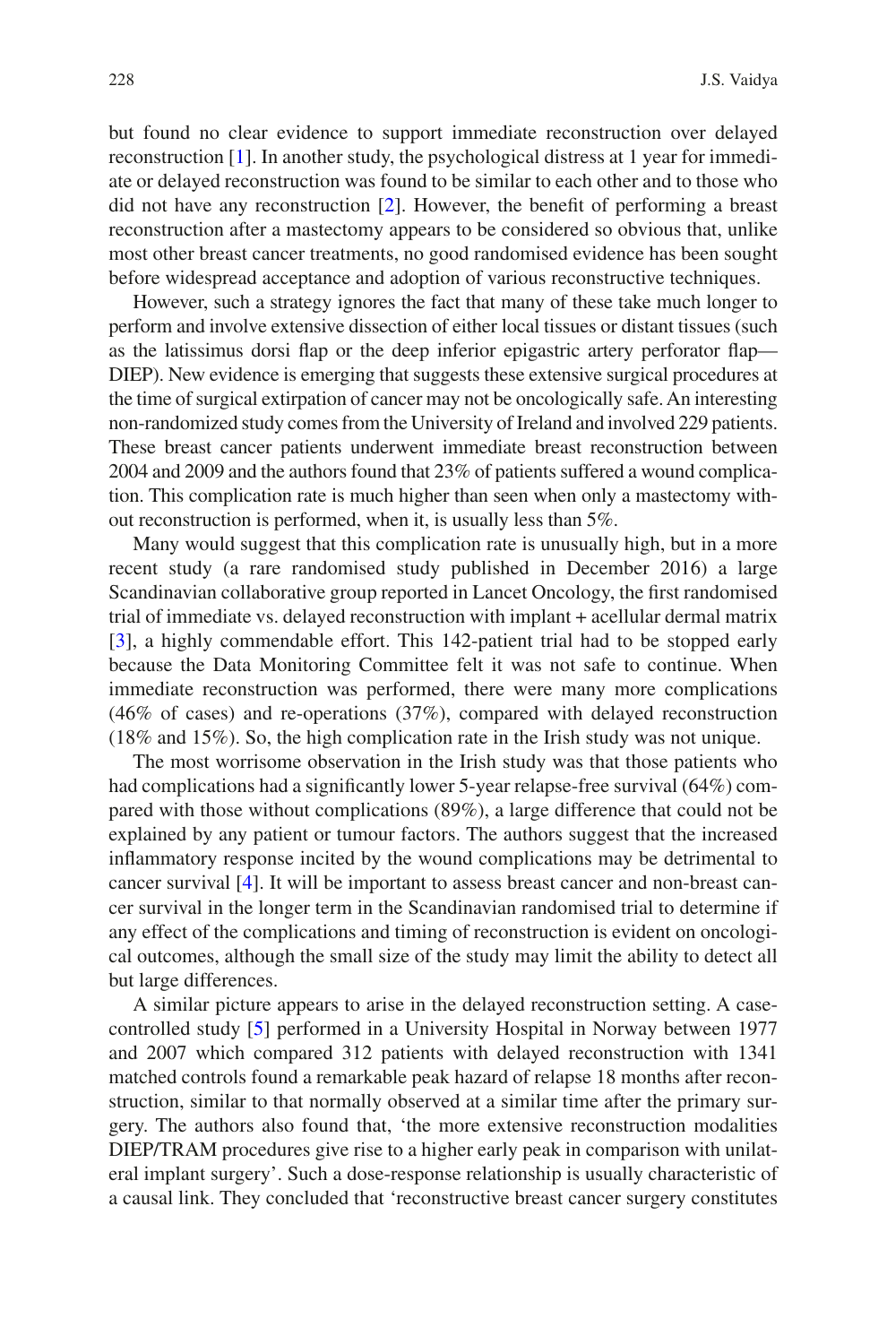but found no clear evidence to support immediate reconstruction over delayed reconstruction [1]. In another study, the psychological distress at 1 year for immediate or delayed reconstruction was found to be similar to each other and to those who did not have any reconstruction [2]. However, the benefit of performing a breast reconstruction after a mastectomy appears to be considered so obvious that, unlike most other breast cancer treatments, no good randomised evidence has been sought before widespread acceptance and adoption of various reconstructive techniques.

However, such a strategy ignores the fact that many of these take much longer to perform and involve extensive dissection of either local tissues or distant tissues (such as the latissimus dorsi flap or the deep inferior epigastric artery perforator flap—DIEP). New evidence is emerging that suggests these extensive surgical procedures at the time of surgical extirpation of cancer may not be oncologically safe. An interesting non-randomized study comes from the University of Ireland and involved 229 patients. These breast cancer patients underwent immediate breast reconstruction between 2004 and 2009 and the authors found that 23% of patients suffered a wound complication. This complication rate is much higher than seen when only a mastectomy without reconstruction is performed, when it, is usually less than 5%.

Many would suggest that this complication rate is unusually high, but in a more recent study (a rare randomised study published in December 2016) a large Scandinavian collaborative group reported in Lancet Oncology, the first randomised trial of immediate vs. delayed reconstruction with implant + acellular dermal matrix [3], a highly commendable effort. This 142-patient trial had to be stopped early because the Data Monitoring Committee felt it was not safe to continue. When immediate reconstruction was performed, there were many more complications (46% of cases) and re-operations (37%), compared with delayed reconstruction (18% and 15%). So, the high complication rate in the Irish study was not unique.

The most worrisome observation in the Irish study was that those patients who had complications had a significantly lower 5-year relapse-free survival (64%) compared with those without complications (89%), a large difference that could not be explained by any patient or tumour factors. The authors suggest that the increased inflammatory response incited by the wound complications may be detrimental to cancer survival [4]. It will be important to assess breast cancer and non-breast cancer survival in the longer term in the Scandinavian randomised trial to determine if any effect of the complications and timing of reconstruction is evident on oncological outcomes, although the small size of the study may limit the ability to detect all but large differences.

A similar picture appears to arise in the delayed reconstruction setting. A case-controlled study [5] performed in a University Hospital in Norway between 1977 and 2007 which compared 312 patients with delayed reconstruction with 1341 matched controls found a remarkable peak hazard of relapse 18 months after reconstruction, similar to that normally observed at a similar time after the primary surgery. The authors also found that, 'the more extensive reconstruction modalities DIEP/TRAM procedures give rise to a higher early peak in comparison with unilateral implant surgery'. Such a dose-response relationship is usually characteristic of a causal link. They concluded that 'reconstructive breast cancer surgery constitutes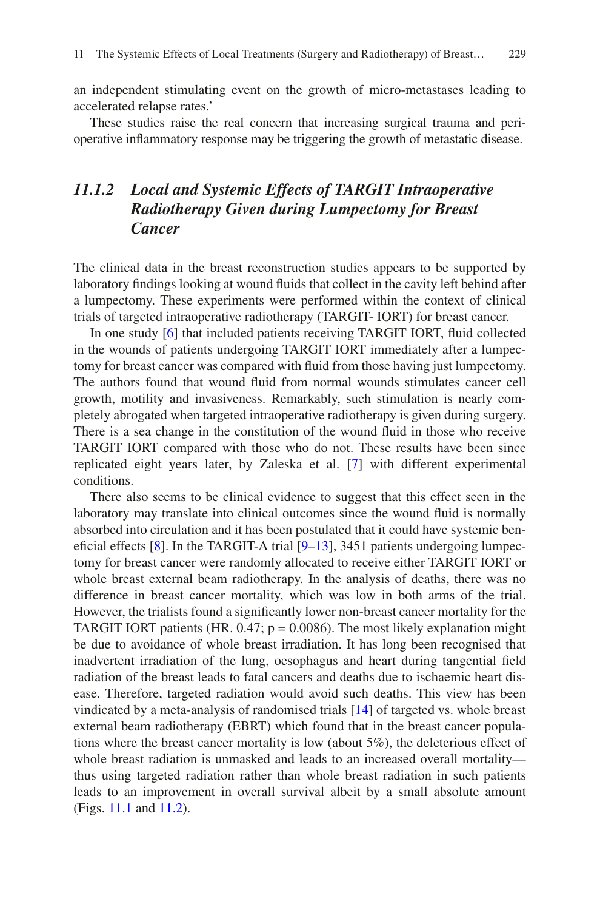an independent stimulating event on the growth of micro-metastases leading to accelerated relapse rates.'

These studies raise the real concern that increasing surgical trauma and peri-operative inflammatory response may be triggering the growth of metastatic disease.

### *11.1.2 Local and Systemic Effects of TARGIT Intraoperative Radiotherapy Given during Lumpectomy for Breast Cancer*

The clinical data in the breast reconstruction studies appears to be supported by laboratory findings looking at wound fluids that collect in the cavity left behind after a lumpectomy. These experiments were performed within the context of clinical trials of targeted intraoperative radiotherapy (TARGIT- IORT) for breast cancer.

In one study [6] that included patients receiving TARGIT IORT, fluid collected in the wounds of patients undergoing TARGIT IORT immediately after a lumpectomy for breast cancer was compared with fluid from those having just lumpectomy. The authors found that wound fluid from normal wounds stimulates cancer cell growth, motility and invasiveness. Remarkably, such stimulation is nearly completely abrogated when targeted intraoperative radiotherapy is given during surgery. There is a sea change in the constitution of the wound fluid in those who receive TARGIT IORT compared with those who do not. These results have been since replicated eight years later, by Zaleska et al. [7] with different experimental conditions.

There also seems to be clinical evidence to suggest that this effect seen in the laboratory may translate into clinical outcomes since the wound fluid is normally absorbed into circulation and it has been postulated that it could have systemic beneficial effects [8]. In the TARGIT-A trial [9–13], 3451 patients undergoing lumpectomy for breast cancer were randomly allocated to receive either TARGIT IORT or whole breast external beam radiotherapy. In the analysis of deaths, there was no difference in breast cancer mortality, which was low in both arms of the trial. However, the trialists found a significantly lower non-breast cancer mortality for the TARGIT IORT patients (HR. 0.47; $p = 0.0086$). The most likely explanation might be due to avoidance of whole breast irradiation. It has long been recognised that inadvertent irradiation of the lung, oesophagus and heart during tangential field radiation of the breast leads to fatal cancers and deaths due to ischaemic heart disease. Therefore, targeted radiation would avoid such deaths. This view has been vindicated by a meta-analysis of randomised trials [14] of targeted vs. whole breast external beam radiotherapy (EBRT) which found that in the breast cancer populations where the breast cancer mortality is low (about 5%), the deleterious effect of whole breast radiation is unmasked and leads to an increased overall mortality—thus using targeted radiation rather than whole breast radiation in such patients leads to an improvement in overall survival albeit by a small absolute amount (Figs. 11.1 and 11.2).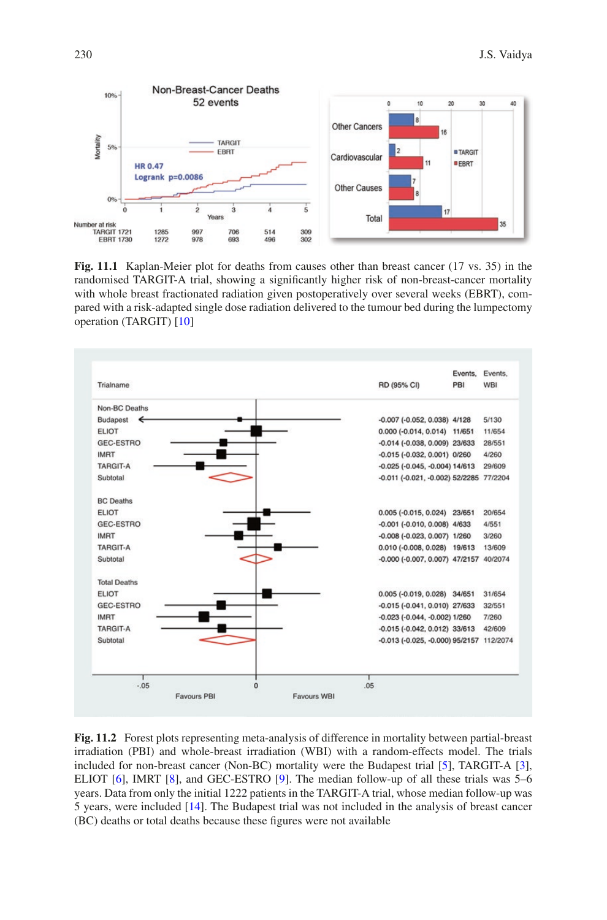**Fig. 11.1** Kaplan-Meier plot for deaths from causes other than breast cancer (17 vs. 35) in the randomised TARGIT-A trial, showing a significantly higher risk of non-breast-cancer mortality with whole breast fractionated radiation given postoperatively over several weeks (EBRT), compared with a risk-adapted single dose radiation delivered to the tumour bed during the lumpectomy operation (TARGIT) [10]

**Fig. 11.2** Forest plots representing meta-analysis of difference in mortality between partial-breast irradiation (PBI) and whole-breast irradiation (WBI) with a random-effects model. The trials included for non-breast cancer (Non-BC) mortality were the Budapest trial [5], TARGIT-A [3], ELIOT [6], IMRT [8], and GEC-ESTRO [9]. The median follow-up of all these trials was 5–6 years. Data from only the initial 1222 patients in the TARGIT-A trial, whose median follow-up was 5 years, were included [14]. The Budapest trial was not included in the analysis of breast cancer (BC) deaths or total deaths because these figures were not available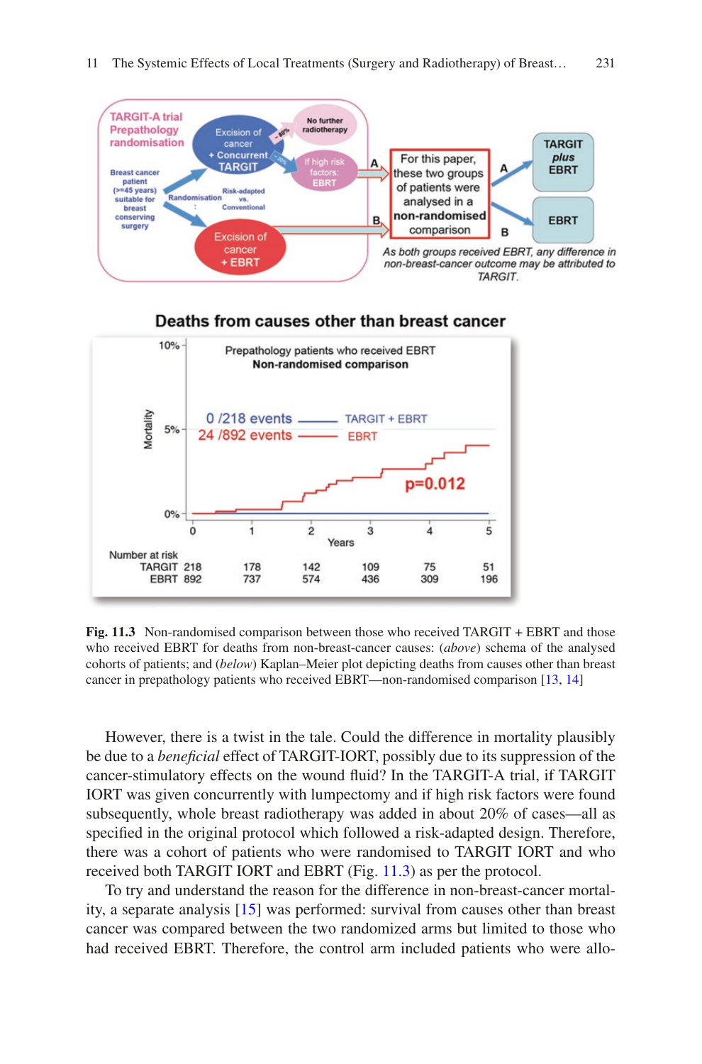**Fig. 11.3** Non-randomised comparison between those who received TARGIT + EBRT and those who received EBRT for deaths from non-breast-cancer causes: (*above*) schema of the analysed cohorts of patients; and (*below*) Kaplan–Meier plot depicting deaths from causes other than breast cancer in prepathology patients who received EBRT—non-randomised comparison [13, 14]

However, there is a twist in the tale. Could the difference in mortality plausibly be due to a *beneficial* effect of TARGIT-IORT, possibly due to its suppression of the cancer-stimulatory effects on the wound fluid? In the TARGIT-A trial, if TARGIT IORT was given concurrently with lumpectomy and if high risk factors were found subsequently, whole breast radiotherapy was added in about 20% of cases—all as specified in the original protocol which followed a risk-adapted design. Therefore, there was a cohort of patients who were randomised to TARGIT IORT and who received both TARGIT IORT and EBRT (Fig. 11.3) as per the protocol.

To try and understand the reason for the difference in non-breast-cancer mortality, a separate analysis [15] was performed: survival from causes other than breast cancer was compared between the two randomized arms but limited to those who had received EBRT. Therefore, the control arm included patients who were allo-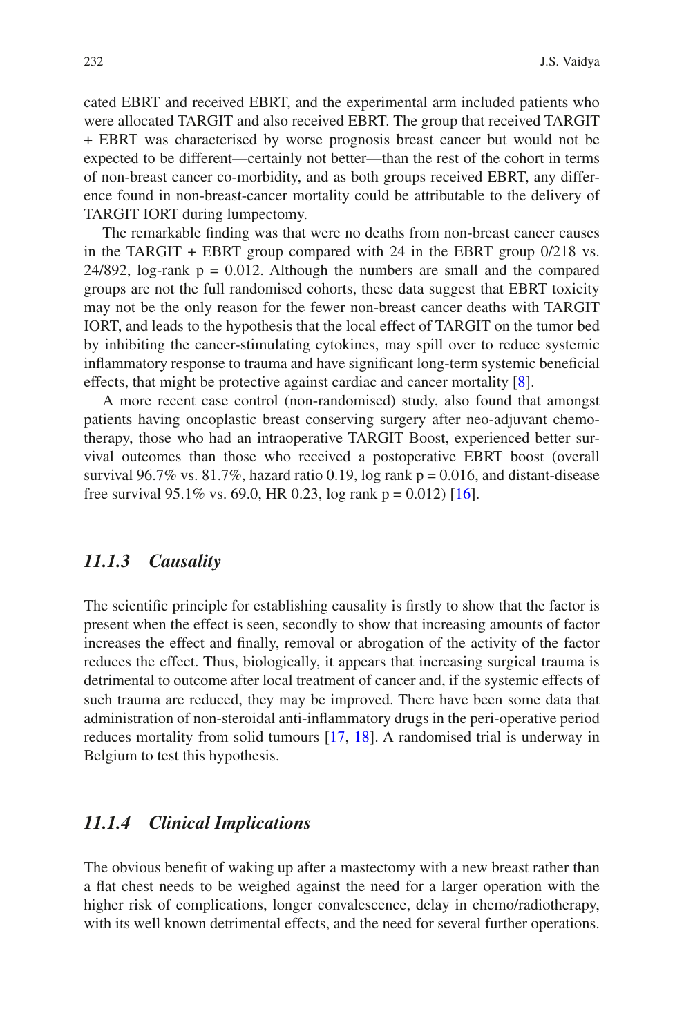cated EBRT and received EBRT, and the experimental arm included patients who were allocated TARGIT and also received EBRT. The group that received TARGIT + EBRT was characterised by worse prognosis breast cancer but would not be expected to be different—certainly not better—than the rest of the cohort in terms of non-breast cancer co-morbidity, and as both groups received EBRT, any difference found in non-breast-cancer mortality could be attributable to the delivery of TARGIT IORT during lumpectomy.

The remarkable finding was that were no deaths from non-breast cancer causes in the TARGIT + EBRT group compared with 24 in the EBRT group 0/218 vs. 24/892, log-rank $p = 0.012$. Although the numbers are small and the compared groups are not the full randomised cohorts, these data suggest that EBRT toxicity may not be the only reason for the fewer non-breast cancer deaths with TARGIT IORT, and leads to the hypothesis that the local effect of TARGIT on the tumor bed by inhibiting the cancer-stimulating cytokines, may spill over to reduce systemic inflammatory response to trauma and have significant long-term systemic beneficial effects, that might be protective against cardiac and cancer mortality [8].

A more recent case control (non-randomised) study, also found that amongst patients having oncoplastic breast conserving surgery after neo-adjuvant chemotherapy, those who had an intraoperative TARGIT Boost, experienced better survival outcomes than those who received a postoperative EBRT boost (overall survival 96.7% vs. 81.7%, hazard ratio 0.19, log rank $p = 0.016$, and distant-disease free survival 95.1% vs. 69.0, HR 0.23, log rank $p = 0.012$) [16].

### *11.1.3 Causality*

The scientific principle for establishing causality is firstly to show that the factor is present when the effect is seen, secondly to show that increasing amounts of factor increases the effect and finally, removal or abrogation of the activity of the factor reduces the effect. Thus, biologically, it appears that increasing surgical trauma is detrimental to outcome after local treatment of cancer and, if the systemic effects of such trauma are reduced, they may be improved. There have been some data that administration of non-steroidal anti-inflammatory drugs in the peri-operative period reduces mortality from solid tumours [17, 18]. A randomised trial is underway in Belgium to test this hypothesis.

### *11.1.4 Clinical Implications*

The obvious benefit of waking up after a mastectomy with a new breast rather than a flat chest needs to be weighed against the need for a larger operation with the higher risk of complications, longer convalescence, delay in chemo/radiotherapy, with its well known detrimental effects, and the need for several further operations.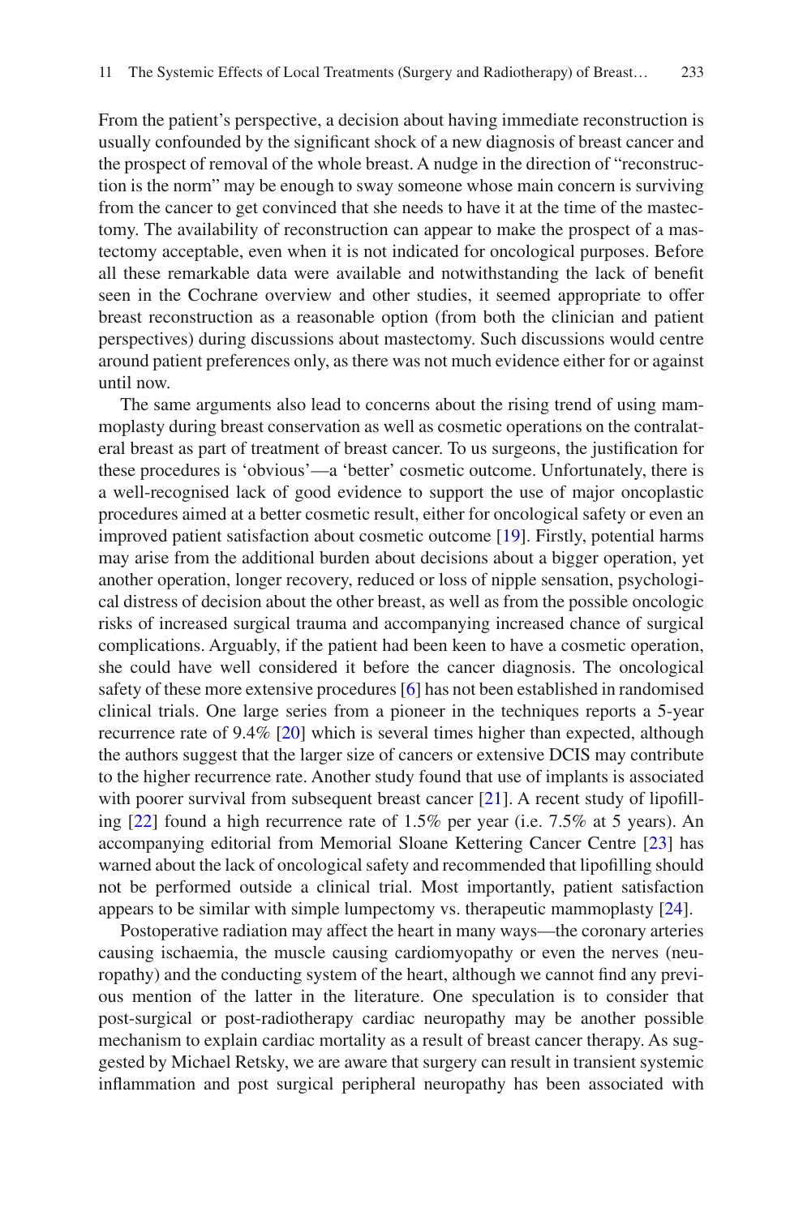From the patient's perspective, a decision about having immediate reconstruction is usually confounded by the significant shock of a new diagnosis of breast cancer and the prospect of removal of the whole breast. A nudge in the direction of "reconstruction is the norm" may be enough to sway someone whose main concern is surviving from the cancer to get convinced that she needs to have it at the time of the mastectomy. The availability of reconstruction can appear to make the prospect of a mastectomy acceptable, even when it is not indicated for oncological purposes. Before all these remarkable data were available and notwithstanding the lack of benefit seen in the Cochrane overview and other studies, it seemed appropriate to offer breast reconstruction as a reasonable option (from both the clinician and patient perspectives) during discussions about mastectomy. Such discussions would centre around patient preferences only, as there was not much evidence either for or against until now.

The same arguments also lead to concerns about the rising trend of using mammoplasty during breast conservation as well as cosmetic operations on the contralateral breast as part of treatment of breast cancer. To us surgeons, the justification for these procedures is 'obvious'—a 'better' cosmetic outcome. Unfortunately, there is a well-recognised lack of good evidence to support the use of major oncoplastic procedures aimed at a better cosmetic result, either for oncological safety or even an improved patient satisfaction about cosmetic outcome [19]. Firstly, potential harms may arise from the additional burden about decisions about a bigger operation, yet another operation, longer recovery, reduced or loss of nipple sensation, psychological distress of decision about the other breast, as well as from the possible oncologic risks of increased surgical trauma and accompanying increased chance of surgical complications. Arguably, if the patient had been keen to have a cosmetic operation, she could have well considered it before the cancer diagnosis. The oncological safety of these more extensive procedures [6] has not been established in randomised clinical trials. One large series from a pioneer in the techniques reports a 5-year recurrence rate of 9.4% [20] which is several times higher than expected, although the authors suggest that the larger size of cancers or extensive DCIS may contribute to the higher recurrence rate. Another study found that use of implants is associated with poorer survival from subsequent breast cancer [21]. A recent study of lipofilling [22] found a high recurrence rate of 1.5% per year (i.e. 7.5% at 5 years). An accompanying editorial from Memorial Sloane Kettering Cancer Centre [23] has warned about the lack of oncological safety and recommended that lipofilling should not be performed outside a clinical trial. Most importantly, patient satisfaction appears to be similar with simple lumpectomy vs. therapeutic mammoplasty [24].

Postoperative radiation may affect the heart in many ways—the coronary arteries causing ischaemia, the muscle causing cardiomyopathy or even the nerves (neuropathy) and the conducting system of the heart, although we cannot find any previous mention of the latter in the literature. One speculation is to consider that post-surgical or post-radiotherapy cardiac neuropathy may be another possible mechanism to explain cardiac mortality as a result of breast cancer therapy. As suggested by Michael Retsky, we are aware that surgery can result in transient systemic inflammation and post surgical peripheral neuropathy has been associated with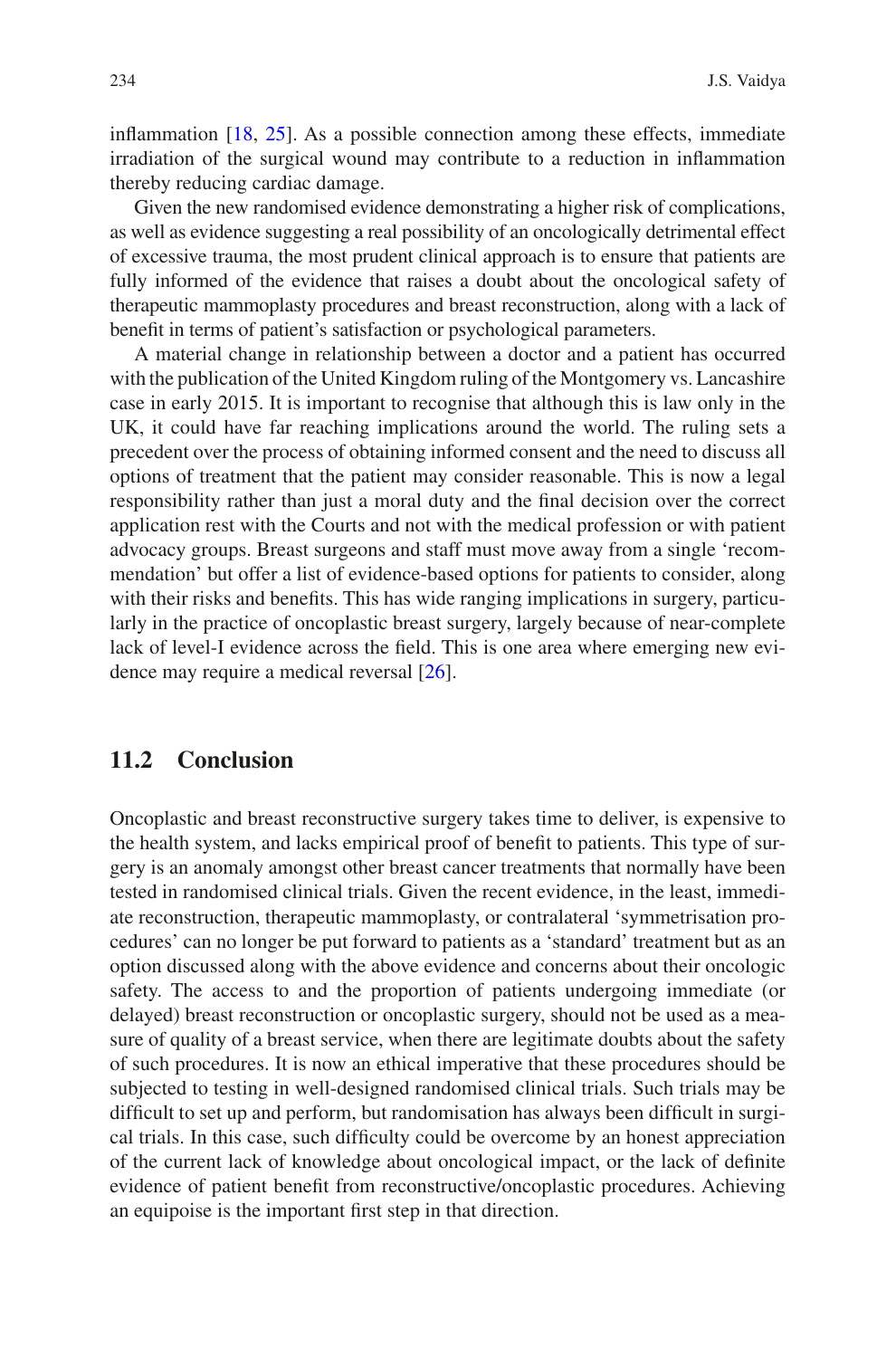inflammation [18, 25]. As a possible connection among these effects, immediate irradiation of the surgical wound may contribute to a reduction in inflammation thereby reducing cardiac damage.

Given the new randomised evidence demonstrating a higher risk of complications, as well as evidence suggesting a real possibility of an oncologically detrimental effect of excessive trauma, the most prudent clinical approach is to ensure that patients are fully informed of the evidence that raises a doubt about the oncological safety of therapeutic mammoplasty procedures and breast reconstruction, along with a lack of benefit in terms of patient's satisfaction or psychological parameters.

A material change in relationship between a doctor and a patient has occurred with the publication of the United Kingdom ruling of the Montgomery vs. Lancashire case in early 2015. It is important to recognise that although this is law only in the UK, it could have far reaching implications around the world. The ruling sets a precedent over the process of obtaining informed consent and the need to discuss all options of treatment that the patient may consider reasonable. This is now a legal responsibility rather than just a moral duty and the final decision over the correct application rest with the Courts and not with the medical profession or with patient advocacy groups. Breast surgeons and staff must move away from a single 'recommendation' but offer a list of evidence-based options for patients to consider, along with their risks and benefits. This has wide ranging implications in surgery, particularly in the practice of oncoplastic breast surgery, largely because of near-complete lack of level-I evidence across the field. This is one area where emerging new evidence may require a medical reversal [26].

## 11.2 Conclusion

Oncoplastic and breast reconstructive surgery takes time to deliver, is expensive to the health system, and lacks empirical proof of benefit to patients. This type of surgery is an anomaly amongst other breast cancer treatments that normally have been tested in randomised clinical trials. Given the recent evidence, in the least, immediate reconstruction, therapeutic mammoplasty, or contralateral 'symmetrisation procedures' can no longer be put forward to patients as a 'standard' treatment but as an option discussed along with the above evidence and concerns about their oncologic safety. The access to and the proportion of patients undergoing immediate (or delayed) breast reconstruction or oncoplastic surgery, should not be used as a measure of quality of a breast service, when there are legitimate doubts about the safety of such procedures. It is now an ethical imperative that these procedures should be subjected to testing in well-designed randomised clinical trials. Such trials may be difficult to set up and perform, but randomisation has always been difficult in surgical trials. In this case, such difficulty could be overcome by an honest appreciation of the current lack of knowledge about oncological impact, or the lack of definite evidence of patient benefit from reconstructive/oncoplastic procedures. Achieving an equipoise is the important first step in that direction.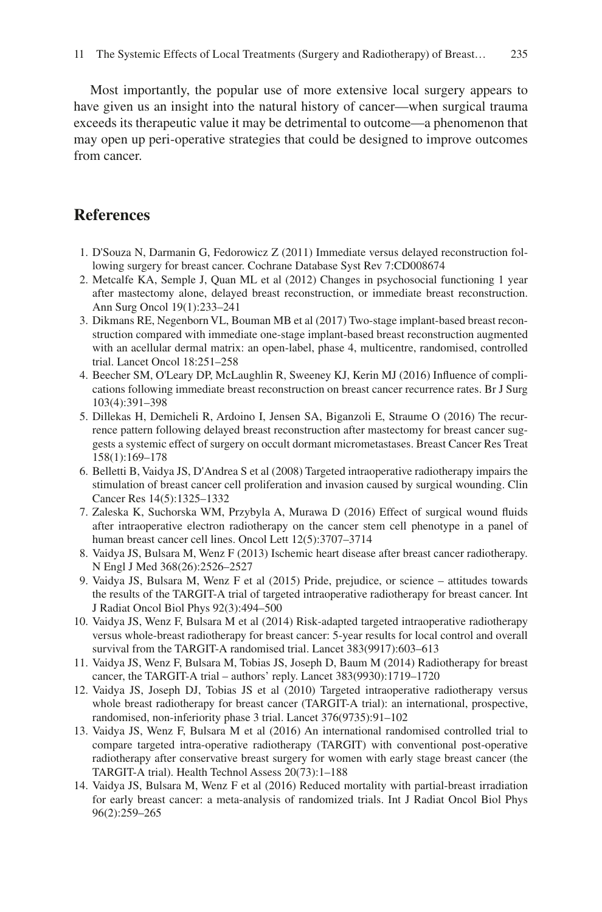Most importantly, the popular use of more extensive local surgery appears to have given us an insight into the natural history of cancer—when surgical trauma exceeds its therapeutic value it may be detrimental to outcome—a phenomenon that may open up peri-operative strategies that could be designed to improve outcomes from cancer.

## References

1. D'Souza N, Darmanin G, Fedorowicz Z (2011) Immediate versus delayed reconstruction following surgery for breast cancer. Cochrane Database Syst Rev 7:CD008674
2. Metcalfe KA, Semple J, Quan ML et al (2012) Changes in psychosocial functioning 1 year after mastectomy alone, delayed breast reconstruction, or immediate breast reconstruction. Ann Surg Oncol 19(1):233–241
3. Dikmans RE, Negenborn VL, Bouman MB et al (2017) Two-stage implant-based breast reconstruction compared with immediate one-stage implant-based breast reconstruction augmented with an acellular dermal matrix: an open-label, phase 4, multicentre, randomised, controlled trial. Lancet Oncol 18:251–258
4. Beecher SM, O'Leary DP, McLaughlin R, Sweeney KJ, Kerin MJ (2016) Influence of complications following immediate breast reconstruction on breast cancer recurrence rates. Br J Surg 103(4):391–398
5. Dillekas H, Demicheli R, Ardoino I, Jensen SA, Biganzoli E, Straume O (2016) The recurrence pattern following delayed breast reconstruction after mastectomy for breast cancer suggests a systemic effect of surgery on occult dormant micrometastases. Breast Cancer Res Treat 158(1):169–178
6. Belletti B, Vaidya JS, D'Andrea S et al (2008) Targeted intraoperative radiotherapy impairs the stimulation of breast cancer cell proliferation and invasion caused by surgical wounding. Clin Cancer Res 14(5):1325–1332
7. Zaleska K, Suchorska WM, Przybyla A, Murawa D (2016) Effect of surgical wound fluids after intraoperative electron radiotherapy on the cancer stem cell phenotype in a panel of human breast cancer cell lines. Oncol Lett 12(5):3707–3714
8. Vaidya JS, Bulsara M, Wenz F (2013) Ischemic heart disease after breast cancer radiotherapy. N Engl J Med 368(26):2526–2527
9. Vaidya JS, Bulsara M, Wenz F et al (2015) Pride, prejudice, or science – attitudes towards the results of the TARGIT-A trial of targeted intraoperative radiotherapy for breast cancer. Int J Radiat Oncol Biol Phys 92(3):494–500
10. Vaidya JS, Wenz F, Bulsara M et al (2014) Risk-adapted targeted intraoperative radiotherapy versus whole-breast radiotherapy for breast cancer: 5-year results for local control and overall survival from the TARGIT-A randomised trial. Lancet 383(9917):603–613
11. Vaidya JS, Wenz F, Bulsara M, Tobias JS, Joseph D, Baum M (2014) Radiotherapy for breast cancer, the TARGIT-A trial – authors' reply. Lancet 383(9930):1719–1720
12. Vaidya JS, Joseph DJ, Tobias JS et al (2010) Targeted intraoperative radiotherapy versus whole breast radiotherapy for breast cancer (TARGIT-A trial): an international, prospective, randomised, non-inferiority phase 3 trial. Lancet 376(9735):91–102
13. Vaidya JS, Wenz F, Bulsara M et al (2016) An international randomised controlled trial to compare targeted intra-operative radiotherapy (TARGIT) with conventional post-operative radiotherapy after conservative breast surgery for women with early stage breast cancer (the TARGIT-A trial). Health Technol Assess 20(73):1–188
14. Vaidya JS, Bulsara M, Wenz F et al (2016) Reduced mortality with partial-breast irradiation for early breast cancer: a meta-analysis of randomized trials. Int J Radiat Oncol Biol Phys 96(2):259–265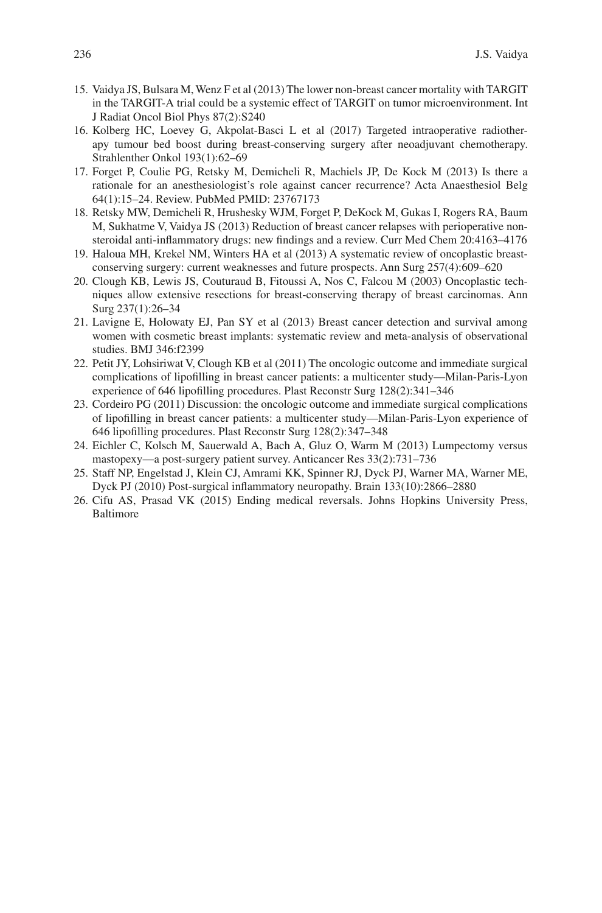15. Vaidya JS, Bulsara M, Wenz F et al (2013) The lower non-breast cancer mortality with TARGIT in the TARGIT-A trial could be a systemic effect of TARGIT on tumor microenvironment. Int J Radiat Oncol Biol Phys 87(2):S240
16. Kolberg HC, Loevey G, Akpolat-Basci L et al (2017) Targeted intraoperative radiotherapy tumour bed boost during breast-conserving surgery after neoadjuvant chemotherapy. Strahlenther Onkol 193(1):62–69
17. Forget P, Coulie PG, Retsky M, Demicheli R, Machiels JP, De Kock M (2013) Is there a rationale for an anesthesiologist's role against cancer recurrence? Acta Anaesthesiol Belg 64(1):15–24. Review. PubMed PMID: 23767173
18. Retsky MW, Demicheli R, Hrushesky WJM, Forget P, DeKock M, Gukas I, Rogers RA, Baum M, Sukhatme V, Vaidya JS (2013) Reduction of breast cancer relapses with perioperative non-steroidal anti-inflammatory drugs: new findings and a review. Curr Med Chem 20:4163–4176
19. Haloua MH, Krekel NM, Winters HA et al (2013) A systematic review of oncoplastic breast-conserving surgery: current weaknesses and future prospects. Ann Surg 257(4):609–620
20. Clough KB, Lewis JS, Couturaud B, Fitoussi A, Nos C, Falcou M (2003) Oncoplastic techniques allow extensive resections for breast-conserving therapy of breast carcinomas. Ann Surg 237(1):26–34
21. Lavigne E, Holowaty EJ, Pan SY et al (2013) Breast cancer detection and survival among women with cosmetic breast implants: systematic review and meta-analysis of observational studies. BMJ 346:f2399
22. Petit JY, Lohsiriwat V, Clough KB et al (2011) The oncologic outcome and immediate surgical complications of lipofilling in breast cancer patients: a multicenter study—Milan-Paris-Lyon experience of 646 lipofilling procedures. Plast Reconstr Surg 128(2):341–346
23. Cordeiro PG (2011) Discussion: the oncologic outcome and immediate surgical complications of lipofilling in breast cancer patients: a multicenter study—Milan-Paris-Lyon experience of 646 lipofilling procedures. Plast Reconstr Surg 128(2):347–348
24. Eichler C, Kolsch M, Sauerwald A, Bach A, Gluz O, Warm M (2013) Lumpectomy versus mastopexy—a post-surgery patient survey. Anticancer Res 33(2):731–736
25. Staff NP, Engelstad J, Klein CJ, Amrami KK, Spinner RJ, Dyck PJ, Warner MA, Warner ME, Dyck PJ (2010) Post-surgical inflammatory neuropathy. Brain 133(10):2866–2880
26. Cifu AS, Prasad VK (2015) Ending medical reversals. Johns Hopkins University Press, Baltimore